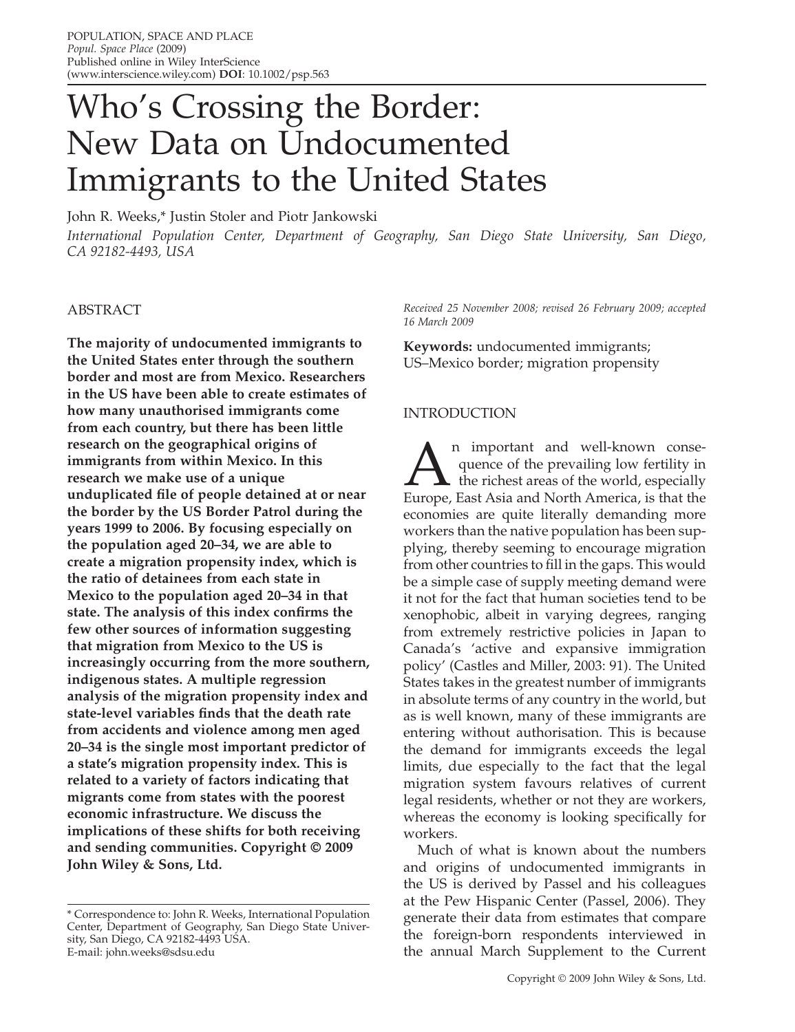# Who's Crossing the Border: New Data on Undocumented Immigrants to the United States

John R. Weeks,* Justin Stoler and Piotr Jankowski

*International Population Center, Department of Geography, San Diego State University, San Diego, CA 92182-4493, USA*

## ABSTRACT

**The majority of undocumented immigrants to the United States enter through the southern border and most are from Mexico. Researchers in the US have been able to create estimates of how many unauthorised immigrants come from each country, but there has been little research on the geographical origins of immigrants from within Mexico. In this research we make use of a unique unduplicated file of people detained at or near the border by the US Border Patrol during the years 1999 to 2006. By focusing especially on the population aged 20–34, we are able to create a migration propensity index, which is the ratio of detainees from each state in Mexico to the population aged 20–34 in that state. The analysis of this index confirms the few other sources of information suggesting that migration from Mexico to the US is increasingly occurring from the more southern, indigenous states. A multiple regression analysis of the migration propensity index and state-level variables finds that the death rate from accidents and violence among men aged 20–34 is the single most important predictor of a state's migration propensity index. This is related to a variety of factors indicating that migrants come from states with the poorest economic infrastructure. We discuss the implications of these shifts for both receiving and sending communities. Copyright © 2009 John Wiley & Sons, Ltd.**

\* Correspondence to: John R. Weeks, International Population Center, Department of Geography, San Diego State University, San Diego, CA 92182-4493 USA.
E-mail: john.weeks@sdsu.edu

*Received 25 November 2008; revised 26 February 2009; accepted 16 March 2009*

**Keywords:** undocumented immigrants; US–Mexico border; migration propensity

## INTRODUCTION

An important and well-known consequence of the prevailing low fertility in the richest areas of the world, especially Europe, East Asia and North America, is that the economies are quite literally demanding more workers than the native population has been supplying, thereby seeming to encourage migration from other countries to fill in the gaps. This would be a simple case of supply meeting demand were it not for the fact that human societies tend to be xenophobic, albeit in varying degrees, ranging from extremely restrictive policies in Japan to Canada's 'active and expansive immigration policy' (Castles and Miller, 2003: 91). The United States takes in the greatest number of immigrants in absolute terms of any country in the world, but as is well known, many of these immigrants are entering without authorisation. This is because the demand for immigrants exceeds the legal limits, due especially to the fact that the legal migration system favours relatives of current legal residents, whether or not they are workers, whereas the economy is looking specifically for workers.

Much of what is known about the numbers and origins of undocumented immigrants in the US is derived by Passel and his colleagues at the Pew Hispanic Center (Passel, 2006). They generate their data from estimates that compare the foreign-born respondents interviewed in the annual March Supplement to the Current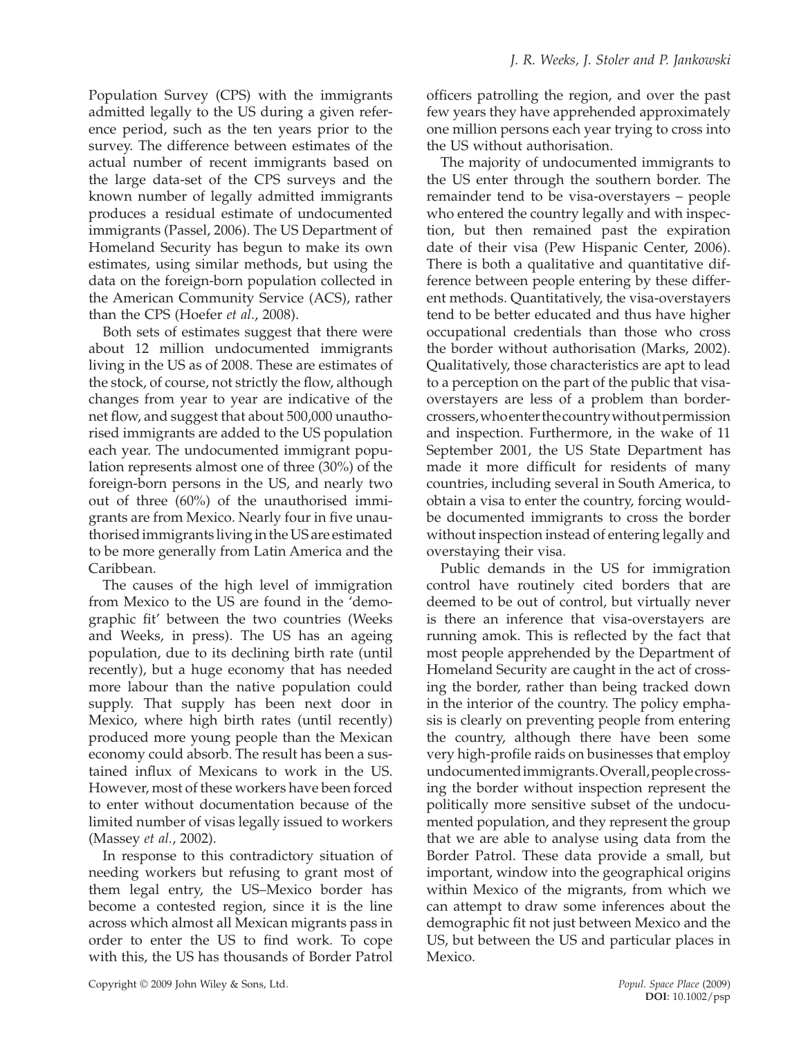Population Survey (CPS) with the immigrants admitted legally to the US during a given reference period, such as the ten years prior to the survey. The difference between estimates of the actual number of recent immigrants based on the large data-set of the CPS surveys and the known number of legally admitted immigrants produces a residual estimate of undocumented immigrants (Passel, 2006). The US Department of Homeland Security has begun to make its own estimates, using similar methods, but using the data on the foreign-born population collected in the American Community Service (ACS), rather than the CPS (Hoefer *et al.*, 2008).

Both sets of estimates suggest that there were about 12 million undocumented immigrants living in the US as of 2008. These are estimates of the stock, of course, not strictly the flow, although changes from year to year are indicative of the net flow, and suggest that about 500,000 unauthorised immigrants are added to the US population each year. The undocumented immigrant population represents almost one of three (30%) of the foreign-born persons in the US, and nearly two out of three (60%) of the unauthorised immigrants are from Mexico. Nearly four in five unauthorised immigrants living in the US are estimated to be more generally from Latin America and the Caribbean.

The causes of the high level of immigration from Mexico to the US are found in the 'demographic fit' between the two countries (Weeks and Weeks, in press). The US has an ageing population, due to its declining birth rate (until recently), but a huge economy that has needed more labour than the native population could supply. That supply has been next door in Mexico, where high birth rates (until recently) produced more young people than the Mexican economy could absorb. The result has been a sustained influx of Mexicans to work in the US. However, most of these workers have been forced to enter without documentation because of the limited number of visas legally issued to workers (Massey *et al.*, 2002).

In response to this contradictory situation of needing workers but refusing to grant most of them legal entry, the US–Mexico border has become a contested region, since it is the line across which almost all Mexican migrants pass in order to enter the US to find work. To cope with this, the US has thousands of Border Patrol officers patrolling the region, and over the past few years they have apprehended approximately one million persons each year trying to cross into the US without authorisation.

The majority of undocumented immigrants to the US enter through the southern border. The remainder tend to be visa-overstayers – people who entered the country legally and with inspection, but then remained past the expiration date of their visa (Pew Hispanic Center, 2006). There is both a qualitative and quantitative difference between people entering by these different methods. Quantitatively, the visa-overstayers tend to be better educated and thus have higher occupational credentials than those who cross the border without authorisation (Marks, 2002). Qualitatively, those characteristics are apt to lead to a perception on the part of the public that visa-overstayers are less of a problem than border-crossers, who enter the country without permission and inspection. Furthermore, in the wake of 11 September 2001, the US State Department has made it more difficult for residents of many countries, including several in South America, to obtain a visa to enter the country, forcing would-be documented immigrants to cross the border without inspection instead of entering legally and overstaying their visa.

Public demands in the US for immigration control have routinely cited borders that are deemed to be out of control, but virtually never is there an inference that visa-overstayers are running amok. This is reflected by the fact that most people apprehended by the Department of Homeland Security are caught in the act of crossing the border, rather than being tracked down in the interior of the country. The policy emphasis is clearly on preventing people from entering the country, although there have been some very high-profile raids on businesses that employ undocumented immigrants. Overall, people crossing the border without inspection represent the politically more sensitive subset of the undocumented population, and they represent the group that we are able to analyse using data from the Border Patrol. These data provide a small, but important, window into the geographical origins within Mexico of the migrants, from which we can attempt to draw some inferences about the demographic fit not just between Mexico and the US, but between the US and particular places in Mexico.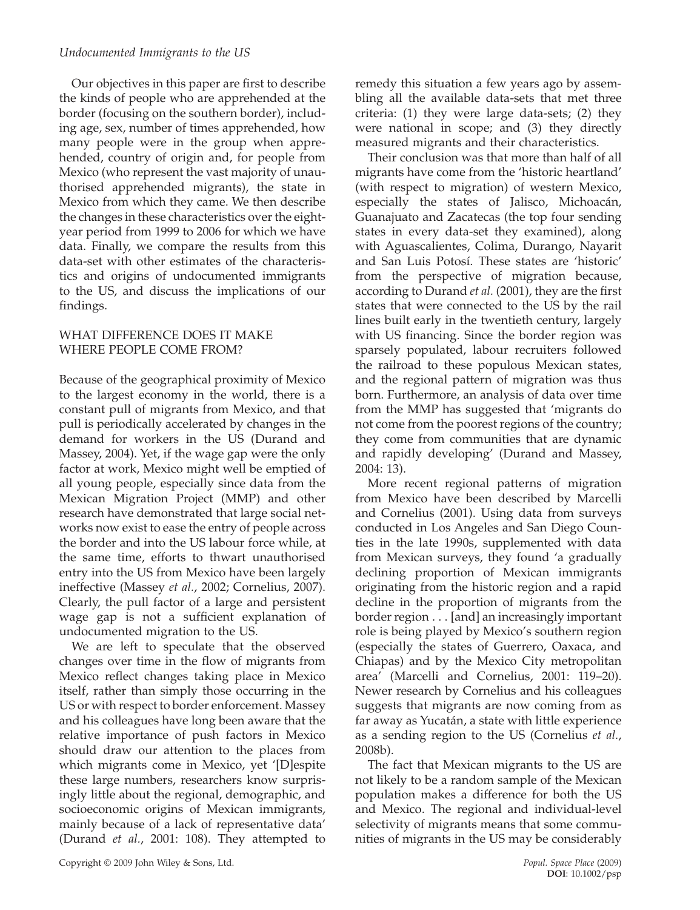Our objectives in this paper are first to describe the kinds of people who are apprehended at the border (focusing on the southern border), including age, sex, number of times apprehended, how many people were in the group when apprehended, country of origin and, for people from Mexico (who represent the vast majority of unauthorised apprehended migrants), the state in Mexico from which they came. We then describe the changes in these characteristics over the eight-year period from 1999 to 2006 for which we have data. Finally, we compare the results from this data-set with other estimates of the characteristics and origins of undocumented immigrants to the US, and discuss the implications of our findings.

## WHAT DIFFERENCE DOES IT MAKE WHERE PEOPLE COME FROM?

Because of the geographical proximity of Mexico to the largest economy in the world, there is a constant pull of migrants from Mexico, and that pull is periodically accelerated by changes in the demand for workers in the US (Durand and Massey, 2004). Yet, if the wage gap were the only factor at work, Mexico might well be emptied of all young people, especially since data from the Mexican Migration Project (MMP) and other research have demonstrated that large social networks now exist to ease the entry of people across the border and into the US labour force while, at the same time, efforts to thwart unauthorised entry into the US from Mexico have been largely ineffective (Massey *et al.*, 2002; Cornelius, 2007). Clearly, the pull factor of a large and persistent wage gap is not a sufficient explanation of undocumented migration to the US.

We are left to speculate that the observed changes over time in the flow of migrants from Mexico reflect changes taking place in Mexico itself, rather than simply those occurring in the US or with respect to border enforcement. Massey and his colleagues have long been aware that the relative importance of push factors in Mexico should draw our attention to the places from which migrants come in Mexico, yet '[D]espite these large numbers, researchers know surprisingly little about the regional, demographic, and socioeconomic origins of Mexican immigrants, mainly because of a lack of representative data' (Durand *et al.*, 2001: 108). They attempted to remedy this situation a few years ago by assembling all the available data-sets that met three criteria: (1) they were large data-sets; (2) they were national in scope; and (3) they directly measured migrants and their characteristics.

Their conclusion was that more than half of all migrants have come from the 'historic heartland' (with respect to migration) of western Mexico, especially the states of Jalisco, Michoacán, Guanajuato and Zacatecas (the top four sending states in every data-set they examined), along with Aguascalientes, Colima, Durango, Nayarit and San Luis Potosí. These states are 'historic' from the perspective of migration because, according to Durand *et al.* (2001), they are the first states that were connected to the US by the rail lines built early in the twentieth century, largely with US financing. Since the border region was sparsely populated, labour recruiters followed the railroad to these populous Mexican states, and the regional pattern of migration was thus born. Furthermore, an analysis of data over time from the MMP has suggested that 'migrants do not come from the poorest regions of the country; they come from communities that are dynamic and rapidly developing' (Durand and Massey, 2004: 13).

More recent regional patterns of migration from Mexico have been described by Marcelli and Cornelius (2001). Using data from surveys conducted in Los Angeles and San Diego Counties in the late 1990s, supplemented with data from Mexican surveys, they found 'a gradually declining proportion of Mexican immigrants originating from the historic region and a rapid decline in the proportion of migrants from the border region . . . [and] an increasingly important role is being played by Mexico's southern region (especially the states of Guerrero, Oaxaca, and Chiapas) and by the Mexico City metropolitan area' (Marcelli and Cornelius, 2001: 119–20). Newer research by Cornelius and his colleagues suggests that migrants are now coming from as far away as Yucatán, a state with little experience as a sending region to the US (Cornelius *et al.*, 2008b).

The fact that Mexican migrants to the US are not likely to be a random sample of the Mexican population makes a difference for both the US and Mexico. The regional and individual-level selectivity of migrants means that some communities of migrants in the US may be considerably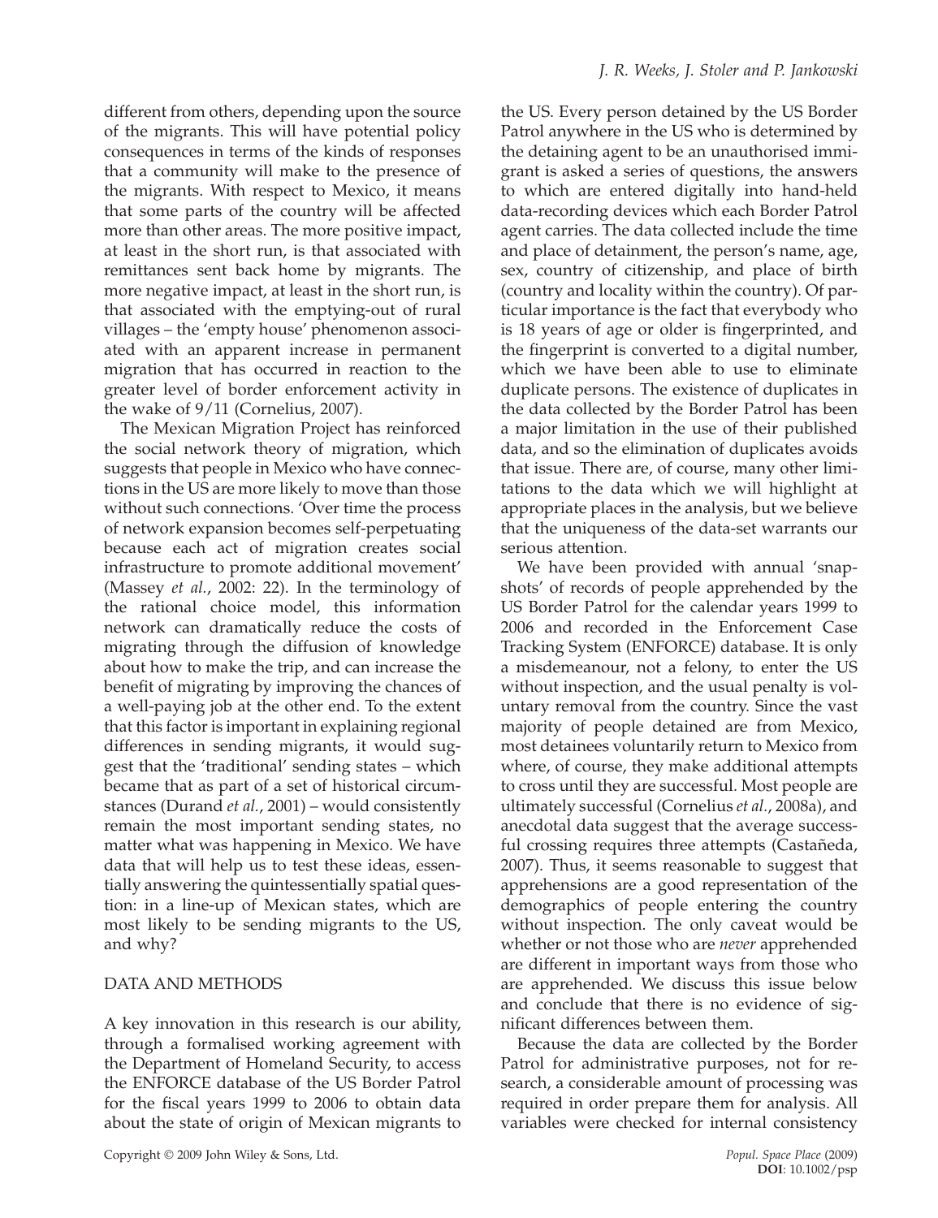different from others, depending upon the source of the migrants. This will have potential policy consequences in terms of the kinds of responses that a community will make to the presence of the migrants. With respect to Mexico, it means that some parts of the country will be affected more than other areas. The more positive impact, at least in the short run, is that associated with remittances sent back home by migrants. The more negative impact, at least in the short run, is that associated with the emptying-out of rural villages – the 'empty house' phenomenon associated with an apparent increase in permanent migration that has occurred in reaction to the greater level of border enforcement activity in the wake of 9/11 (Cornelius, 2007).

The Mexican Migration Project has reinforced the social network theory of migration, which suggests that people in Mexico who have connections in the US are more likely to move than those without such connections. 'Over time the process of network expansion becomes self-perpetuating because each act of migration creates social infrastructure to promote additional movement' (Massey *et al.*, 2002: 22). In the terminology of the rational choice model, this information network can dramatically reduce the costs of migrating through the diffusion of knowledge about how to make the trip, and can increase the benefit of migrating by improving the chances of a well-paying job at the other end. To the extent that this factor is important in explaining regional differences in sending migrants, it would suggest that the 'traditional' sending states – which became that as part of a set of historical circumstances (Durand *et al.*, 2001) – would consistently remain the most important sending states, no matter what was happening in Mexico. We have data that will help us to test these ideas, essentially answering the quintessentially spatial question: in a line-up of Mexican states, which are most likely to be sending migrants to the US, and why?

## DATA AND METHODS

A key innovation in this research is our ability, through a formalised working agreement with the Department of Homeland Security, to access the ENFORCE database of the US Border Patrol for the fiscal years 1999 to 2006 to obtain data about the state of origin of Mexican migrants to the US. Every person detained by the US Border Patrol anywhere in the US who is determined by the detaining agent to be an unauthorised immigrant is asked a series of questions, the answers to which are entered digitally into hand-held data-recording devices which each Border Patrol agent carries. The data collected include the time and place of detainment, the person's name, age, sex, country of citizenship, and place of birth (country and locality within the country). Of particular importance is the fact that everybody who is 18 years of age or older is fingerprinted, and the fingerprint is converted to a digital number, which we have been able to use to eliminate duplicate persons. The existence of duplicates in the data collected by the Border Patrol has been a major limitation in the use of their published data, and so the elimination of duplicates avoids that issue. There are, of course, many other limitations to the data which we will highlight at appropriate places in the analysis, but we believe that the uniqueness of the data-set warrants our serious attention.

We have been provided with annual 'snapshots' of records of people apprehended by the US Border Patrol for the calendar years 1999 to 2006 and recorded in the Enforcement Case Tracking System (ENFORCE) database. It is only a misdemeanour, not a felony, to enter the US without inspection, and the usual penalty is voluntary removal from the country. Since the vast majority of people detained are from Mexico, most detainees voluntarily return to Mexico from where, of course, they make additional attempts to cross until they are successful. Most people are ultimately successful (Cornelius *et al.*, 2008a), and anecdotal data suggest that the average successful crossing requires three attempts (Castañeda, 2007). Thus, it seems reasonable to suggest that apprehensions are a good representation of the demographics of people entering the country without inspection. The only caveat would be whether or not those who are *never* apprehended are different in important ways from those who are apprehended. We discuss this issue below and conclude that there is no evidence of significant differences between them.

Because the data are collected by the Border Patrol for administrative purposes, not for research, a considerable amount of processing was required in order prepare them for analysis. All variables were checked for internal consistency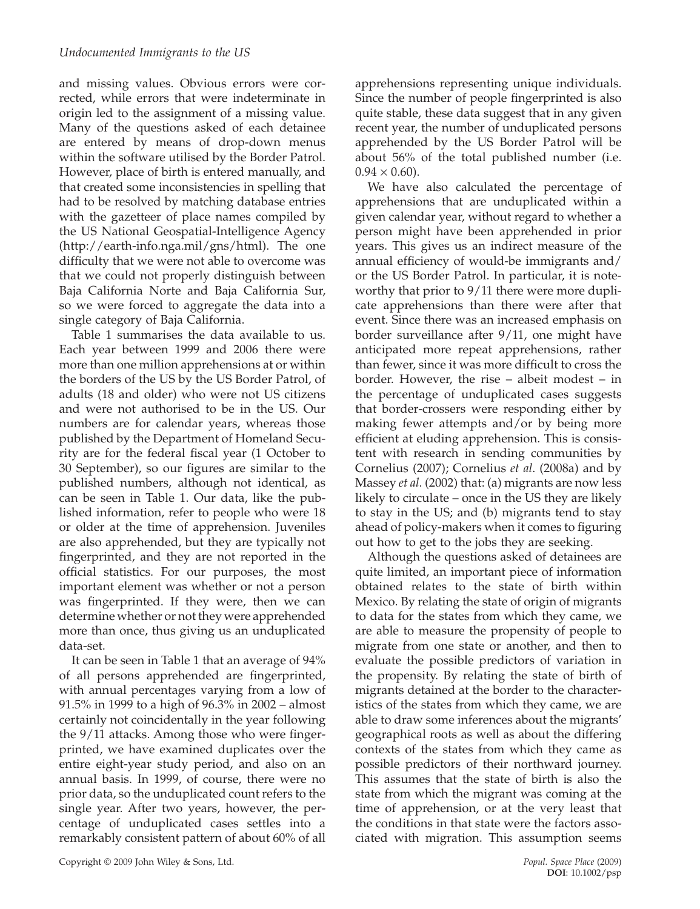and missing values. Obvious errors were corrected, while errors that were indeterminate in origin led to the assignment of a missing value. Many of the questions asked of each detainee are entered by means of drop-down menus within the software utilised by the Border Patrol. However, place of birth is entered manually, and that created some inconsistencies in spelling that had to be resolved by matching database entries with the gazetteer of place names compiled by the US National Geospatial-Intelligence Agency (http://earth-info.nga.mil/gns/html). The one difficulty that we were not able to overcome was that we could not properly distinguish between Baja California Norte and Baja California Sur, so we were forced to aggregate the data into a single category of Baja California.

Table 1 summarises the data available to us. Each year between 1999 and 2006 there were more than one million apprehensions at or within the borders of the US by the US Border Patrol, of adults (18 and older) who were not US citizens and were not authorised to be in the US. Our numbers are for calendar years, whereas those published by the Department of Homeland Security are for the federal fiscal year (1 October to 30 September), so our figures are similar to the published numbers, although not identical, as can be seen in Table 1. Our data, like the published information, refer to people who were 18 or older at the time of apprehension. Juveniles are also apprehended, but they are typically not fingerprinted, and they are not reported in the official statistics. For our purposes, the most important element was whether or not a person was fingerprinted. If they were, then we can determine whether or not they were apprehended more than once, thus giving us an unduplicated data-set.

It can be seen in Table 1 that an average of 94% of all persons apprehended are fingerprinted, with annual percentages varying from a low of 91.5% in 1999 to a high of 96.3% in 2002 – almost certainly not coincidentally in the year following the 9/11 attacks. Among those who were fingerprinted, we have examined duplicates over the entire eight-year study period, and also on an annual basis. In 1999, of course, there were no prior data, so the unduplicated count refers to the single year. After two years, however, the percentage of unduplicated cases settles into a remarkably consistent pattern of about 60% of all apprehensions representing unique individuals. Since the number of people fingerprinted is also quite stable, these data suggest that in any given recent year, the number of unduplicated persons apprehended by the US Border Patrol will be about 56% of the total published number (i.e. $0.94 \times 0.60$).

We have also calculated the percentage of apprehensions that are unduplicated within a given calendar year, without regard to whether a person might have been apprehended in prior years. This gives us an indirect measure of the annual efficiency of would-be immigrants and/or the US Border Patrol. In particular, it is noteworthy that prior to 9/11 there were more duplicate apprehensions than there were after that event. Since there was an increased emphasis on border surveillance after 9/11, one might have anticipated more repeat apprehensions, rather than fewer, since it was more difficult to cross the border. However, the rise – albeit modest – in the percentage of unduplicated cases suggests that border-crossers were responding either by making fewer attempts and/or by being more efficient at eluding apprehension. This is consistent with research in sending communities by Cornelius (2007); Cornelius *et al*. (2008a) and by Massey *et al*. (2002) that: (a) migrants are now less likely to circulate – once in the US they are likely to stay in the US; and (b) migrants tend to stay ahead of policy-makers when it comes to figuring out how to get to the jobs they are seeking.

Although the questions asked of detainees are quite limited, an important piece of information obtained relates to the state of birth within Mexico. By relating the state of origin of migrants to data for the states from which they came, we are able to measure the propensity of people to migrate from one state or another, and then to evaluate the possible predictors of variation in the propensity. By relating the state of birth of migrants detained at the border to the characteristics of the states from which they came, we are able to draw some inferences about the migrants' geographical roots as well as about the differing contexts of the states from which they came as possible predictors of their northward journey. This assumes that the state of birth is also the state from which the migrant was coming at the time of apprehension, or at the very least that the conditions in that state were the factors associated with migration. This assumption seems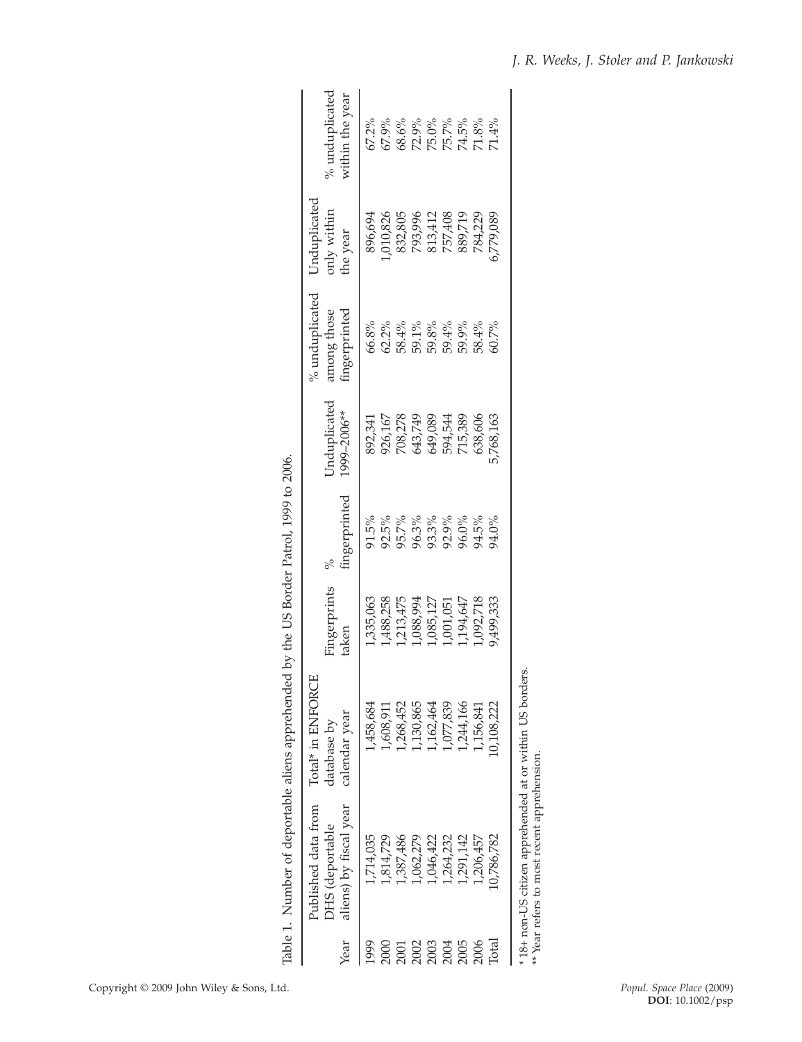Table 1. Number of deportable aliens apprehended by the US Border Patrol, 1999 to 2006.

| Year | Published data from DHS (deportable aliens) by fiscal year | Total* in ENFORCE database by calendar year | Fingerprints taken | % fingerprinted | Unduplicated 1999–2006** | % unduplicated among those fingerprinted | Unduplicated only within the year | % unduplicated within the year |
|---|---|---|---|---|---|---|---|---|
| 1999 | 1,714,035 | 1,458,684 | 1,335,063 | 91.5% | 892,341 | 66.8% | 896,694 | 67.2% |
| 2000 | 1,814,729 | 1,608,911 | 1,488,258 | 92.5% | 926,167 | 62.2% | 1,010,826 | 67.9% |
| 2001 | 1,387,486 | 1,268,452 | 1,213,475 | 95.7% | 708,278 | 58.4% | 832,805 | 68.6% |
| 2002 | 1,062,279 | 1,130,865 | 1,088,994 | 96.3% | 643,749 | 59.1% | 793,996 | 72.9% |
| 2003 | 1,046,422 | 1,162,464 | 1,085,127 | 93.3% | 649,089 | 59.8% | 813,412 | 75.0% |
| 2004 | 1,264,232 | 1,077,839 | 1,001,051 | 92.9% | 594,544 | 59.4% | 757,408 | 75.7% |
| 2005 | 1,291,142 | 1,244,166 | 1,194,647 | 96.0% | 715,389 | 59.9% | 889,719 | 74.5% |
| 2006 | 1,206,457 | 1,156,841 | 1,092,718 | 94.5% | 638,606 | 58.4% | 784,229 | 71.8% |
| Total | 10,786,782 | 10,108,222 | 9,499,333 | 94.0% | 5,768,163 | 60.7% | 6,779,089 | 71.4% |

\* 18+ non-US citizen apprehended at or within US borders.
\*\* Year refers to most recent apprehension.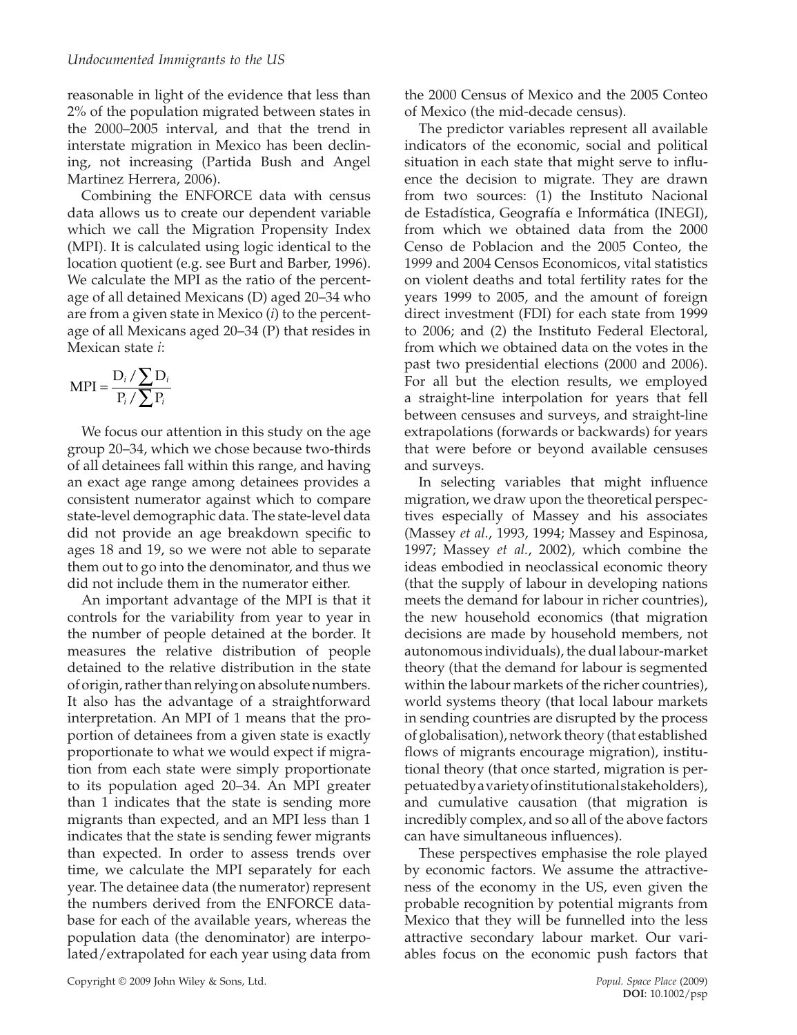reasonable in light of the evidence that less than 2% of the population migrated between states in the 2000–2005 interval, and that the trend in interstate migration in Mexico has been declining, not increasing (Partida Bush and Angel Martinez Herrera, 2006).

Combining the ENFORCE data with census data allows us to create our dependent variable which we call the Migration Propensity Index (MPI). It is calculated using logic identical to the location quotient (e.g. see Burt and Barber, 1996). We calculate the MPI as the ratio of the percentage of all detained Mexicans (D) aged 20–34 who are from a given state in Mexico (*i*) to the percentage of all Mexicans aged 20–34 (P) that resides in Mexican state *i*:

$$\text{MPI} = \frac{D_i / \sum D_i}{P_i / \sum P_i}$$

We focus our attention in this study on the age group 20–34, which we chose because two-thirds of all detainees fall within this range, and having an exact age range among detainees provides a consistent numerator against which to compare state-level demographic data. The state-level data did not provide an age breakdown specific to ages 18 and 19, so we were not able to separate them out to go into the denominator, and thus we did not include them in the numerator either.

An important advantage of the MPI is that it controls for the variability from year to year in the number of people detained at the border. It measures the relative distribution of people detained to the relative distribution in the state of origin, rather than relying on absolute numbers. It also has the advantage of a straightforward interpretation. An MPI of 1 means that the proportion of detainees from a given state is exactly proportionate to what we would expect if migration from each state were simply proportionate to its population aged 20–34. An MPI greater than 1 indicates that the state is sending more migrants than expected, and an MPI less than 1 indicates that the state is sending fewer migrants than expected. In order to assess trends over time, we calculate the MPI separately for each year. The detainee data (the numerator) represent the numbers derived from the ENFORCE database for each of the available years, whereas the population data (the denominator) are interpolated/extrapolated for each year using data from the 2000 Census of Mexico and the 2005 Conteo of Mexico (the mid-decade census).

The predictor variables represent all available indicators of the economic, social and political situation in each state that might serve to influence the decision to migrate. They are drawn from two sources: (1) the Instituto Nacional de Estadística, Geografía e Informática (INEGI), from which we obtained data from the 2000 Censo de Poblacion and the 2005 Conteo, the 1999 and 2004 Censos Economicos, vital statistics on violent deaths and total fertility rates for the years 1999 to 2005, and the amount of foreign direct investment (FDI) for each state from 1999 to 2006; and (2) the Instituto Federal Electoral, from which we obtained data on the votes in the past two presidential elections (2000 and 2006). For all but the election results, we employed a straight-line interpolation for years that fell between censuses and surveys, and straight-line extrapolations (forwards or backwards) for years that were before or beyond available censuses and surveys.

In selecting variables that might influence migration, we draw upon the theoretical perspectives especially of Massey and his associates (Massey *et al.*, 1993, 1994; Massey and Espinosa, 1997; Massey *et al.*, 2002), which combine the ideas embodied in neoclassical economic theory (that the supply of labour in developing nations meets the demand for labour in richer countries), the new household economics (that migration decisions are made by household members, not autonomous individuals), the dual labour-market theory (that the demand for labour is segmented within the labour markets of the richer countries), world systems theory (that local labour markets in sending countries are disrupted by the process of globalisation), network theory (that established flows of migrants encourage migration), institutional theory (that once started, migration is perpetuated by a variety of institutional stakeholders), and cumulative causation (that migration is incredibly complex, and so all of the above factors can have simultaneous influences).

These perspectives emphasise the role played by economic factors. We assume the attractiveness of the economy in the US, even given the probable recognition by potential migrants from Mexico that they will be funnelled into the less attractive secondary labour market. Our variables focus on the economic push factors that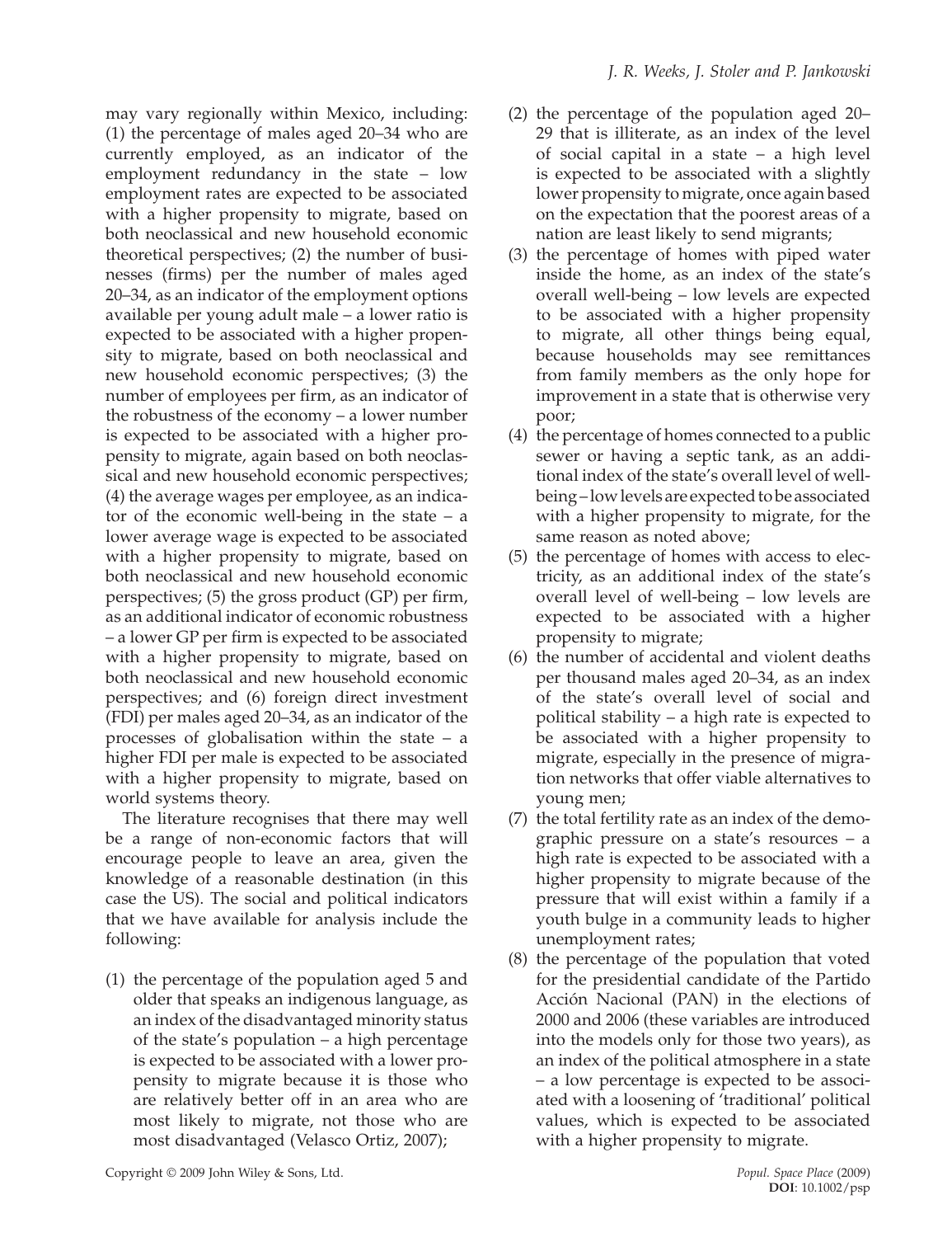may vary regionally within Mexico, including: (1) the percentage of males aged 20–34 who are currently employed, as an indicator of the employment redundancy in the state – low employment rates are expected to be associated with a higher propensity to migrate, based on both neoclassical and new household economic theoretical perspectives; (2) the number of businesses (firms) per the number of males aged 20–34, as an indicator of the employment options available per young adult male – a lower ratio is expected to be associated with a higher propensity to migrate, based on both neoclassical and new household economic perspectives; (3) the number of employees per firm, as an indicator of the robustness of the economy – a lower number is expected to be associated with a higher propensity to migrate, again based on both neoclassical and new household economic perspectives; (4) the average wages per employee, as an indicator of the economic well-being in the state – a lower average wage is expected to be associated with a higher propensity to migrate, based on both neoclassical and new household economic perspectives; (5) the gross product (GP) per firm, as an additional indicator of economic robustness – a lower GP per firm is expected to be associated with a higher propensity to migrate, based on both neoclassical and new household economic perspectives; and (6) foreign direct investment (FDI) per males aged 20–34, as an indicator of the processes of globalisation within the state – a higher FDI per male is expected to be associated with a higher propensity to migrate, based on world systems theory.

The literature recognises that there may well be a range of non-economic factors that will encourage people to leave an area, given the knowledge of a reasonable destination (in this case the US). The social and political indicators that we have available for analysis include the following:

(1) the percentage of the population aged 5 and older that speaks an indigenous language, as an index of the disadvantaged minority status of the state's population – a high percentage is expected to be associated with a lower propensity to migrate because it is those who are relatively better off in an area who are most likely to migrate, not those who are most disadvantaged (Velasco Ortiz, 2007);

(2) the percentage of the population aged 20–29 that is illiterate, as an index of the level of social capital in a state – a high level is expected to be associated with a slightly lower propensity to migrate, once again based on the expectation that the poorest areas of a nation are least likely to send migrants;

(3) the percentage of homes with piped water inside the home, as an index of the state's overall well-being – low levels are expected to be associated with a higher propensity to migrate, all other things being equal, because households may see remittances from family members as the only hope for improvement in a state that is otherwise very poor;

(4) the percentage of homes connected to a public sewer or having a septic tank, as an additional index of the state's overall level of well-being – low levels are expected to be associated with a higher propensity to migrate, for the same reason as noted above;

(5) the percentage of homes with access to electricity, as an additional index of the state's overall level of well-being – low levels are expected to be associated with a higher propensity to migrate;

(6) the number of accidental and violent deaths per thousand males aged 20–34, as an index of the state's overall level of social and political stability – a high rate is expected to be associated with a higher propensity to migrate, especially in the presence of migration networks that offer viable alternatives to young men;

(7) the total fertility rate as an index of the demographic pressure on a state's resources – a high rate is expected to be associated with a higher propensity to migrate because of the pressure that will exist within a family if a youth bulge in a community leads to higher unemployment rates;

(8) the percentage of the population that voted for the presidential candidate of the Partido Acción Nacional (PAN) in the elections of 2000 and 2006 (these variables are introduced into the models only for those two years), as an index of the political atmosphere in a state – a low percentage is expected to be associated with a loosening of 'traditional' political values, which is expected to be associated with a higher propensity to migrate.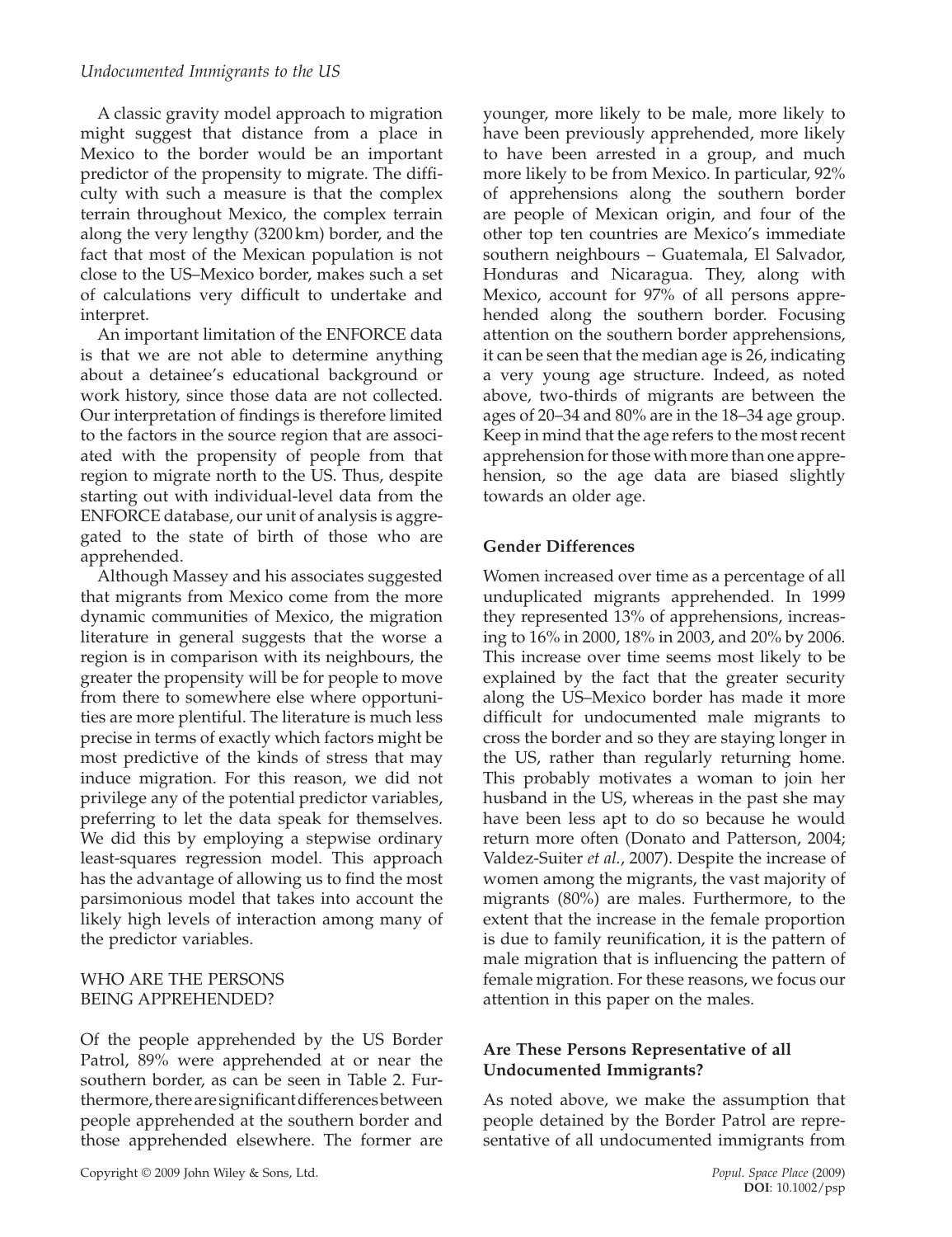A classic gravity model approach to migration might suggest that distance from a place in Mexico to the border would be an important predictor of the propensity to migrate. The difficulty with such a measure is that the complex terrain throughout Mexico, the complex terrain along the very lengthy (3200 km) border, and the fact that most of the Mexican population is not close to the US–Mexico border, makes such a set of calculations very difficult to undertake and interpret.

An important limitation of the ENFORCE data is that we are not able to determine anything about a detainee's educational background or work history, since those data are not collected. Our interpretation of findings is therefore limited to the factors in the source region that are associated with the propensity of people from that region to migrate north to the US. Thus, despite starting out with individual-level data from the ENFORCE database, our unit of analysis is aggregated to the state of birth of those who are apprehended.

Although Massey and his associates suggested that migrants from Mexico come from the more dynamic communities of Mexico, the migration literature in general suggests that the worse a region is in comparison with its neighbours, the greater the propensity will be for people to move from there to somewhere else where opportunities are more plentiful. The literature is much less precise in terms of exactly which factors might be most predictive of the kinds of stress that may induce migration. For this reason, we did not privilege any of the potential predictor variables, preferring to let the data speak for themselves. We did this by employing a stepwise ordinary least-squares regression model. This approach has the advantage of allowing us to find the most parsimonious model that takes into account the likely high levels of interaction among many of the predictor variables.

## WHO ARE THE PERSONS BEING APPREHENDED?

Of the people apprehended by the US Border Patrol, 89% were apprehended at or near the southern border, as can be seen in Table 2. Furthermore, there are significant differences between people apprehended at the southern border and those apprehended elsewhere. The former are younger, more likely to be male, more likely to have been previously apprehended, more likely to have been arrested in a group, and much more likely to be from Mexico. In particular, 92% of apprehensions along the southern border are people of Mexican origin, and four of the other top ten countries are Mexico's immediate southern neighbours – Guatemala, El Salvador, Honduras and Nicaragua. They, along with Mexico, account for 97% of all persons apprehended along the southern border. Focusing attention on the southern border apprehensions, it can be seen that the median age is 26, indicating a very young age structure. Indeed, as noted above, two-thirds of migrants are between the ages of 20–34 and 80% are in the 18–34 age group. Keep in mind that the age refers to the most recent apprehension for those with more than one apprehension, so the age data are biased slightly towards an older age.

### Gender Differences

Women increased over time as a percentage of all unduplicated migrants apprehended. In 1999 they represented 13% of apprehensions, increasing to 16% in 2000, 18% in 2003, and 20% by 2006. This increase over time seems most likely to be explained by the fact that the greater security along the US–Mexico border has made it more difficult for undocumented male migrants to cross the border and so they are staying longer in the US, rather than regularly returning home. This probably motivates a woman to join her husband in the US, whereas in the past she may have been less apt to do so because he would return more often (Donato and Patterson, 2004; Valdez-Suiter *et al.*, 2007). Despite the increase of women among the migrants, the vast majority of migrants (80%) are males. Furthermore, to the extent that the increase in the female proportion is due to family reunification, it is the pattern of male migration that is influencing the pattern of female migration. For these reasons, we focus our attention in this paper on the males.

### Are These Persons Representative of all Undocumented Immigrants?

As noted above, we make the assumption that people detained by the Border Patrol are representative of all undocumented immigrants from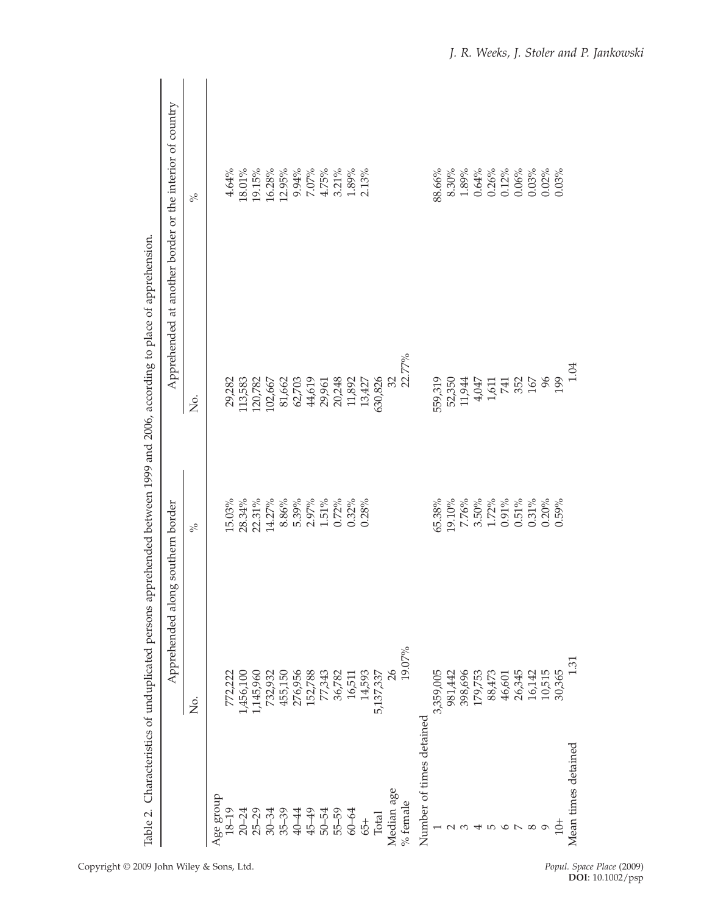Table 2. Characteristics of unduplicated persons apprehended between 1999 and 2006, according to place of apprehension.

| | Apprehended along southern border | | Apprehended at another border or the interior of country | |
|---|---|---|---|---|
| | No. | % | No. | % |
| Age group | | | | |
| 18–19 | 772,222 | 15.03% | 29,282 | 4.64% |
| 20–24 | 1,456,100 | 28.34% | 113,583 | 18.01% |
| 25–29 | 1,145,960 | 22.31% | 120,782 | 19.15% |
| 30–34 | 732,932 | 14.27% | 102,667 | 16.28% |
| 35–39 | 455,150 | 8.86% | 81,662 | 12.95% |
| 40–44 | 276,956 | 5.39% | 62,703 | 9.94% |
| 45–49 | 152,788 | 2.97% | 44,619 | 7.07% |
| 50–54 | 77,343 | 1.51% | 29,961 | 4.75% |
| 55–59 | 36,782 | 0.72% | 20,248 | 3.21% |
| 60–64 | 16,511 | 0.32% | 11,892 | 1.89% |
| 65+ | 14,593 | 0.28% | 13,427 | 2.13% |
| Total | 5,137,337 | | 630,826 | |
| Median age | 26 | | 32 | |
| % female | 19.07% | | 22.77% | |
| Number of times detained | | | | |
| 1 | 3,359,005 | 65.38% | 559,319 | 88.66% |
| 2 | 981,442 | 19.10% | 52,350 | 8.30% |
| 3 | 398,696 | 7.76% | 11,944 | 1.89% |
| 4 | 179,753 | 3.50% | 4,047 | 0.64% |
| 5 | 88,473 | 1.72% | 1,611 | 0.26% |
| 6 | 46,601 | 0.91% | 741 | 0.12% |
| 7 | 26,345 | 0.51% | 352 | 0.06% |
| 8 | 16,142 | 0.31% | 167 | 0.03% |
| 9 | 10,515 | 0.20% | 96 | 0.02% |
| 10+ | 30,365 | 0.59% | 199 | 0.03% |
| Mean times detained | 1.31 | | 1.04 | |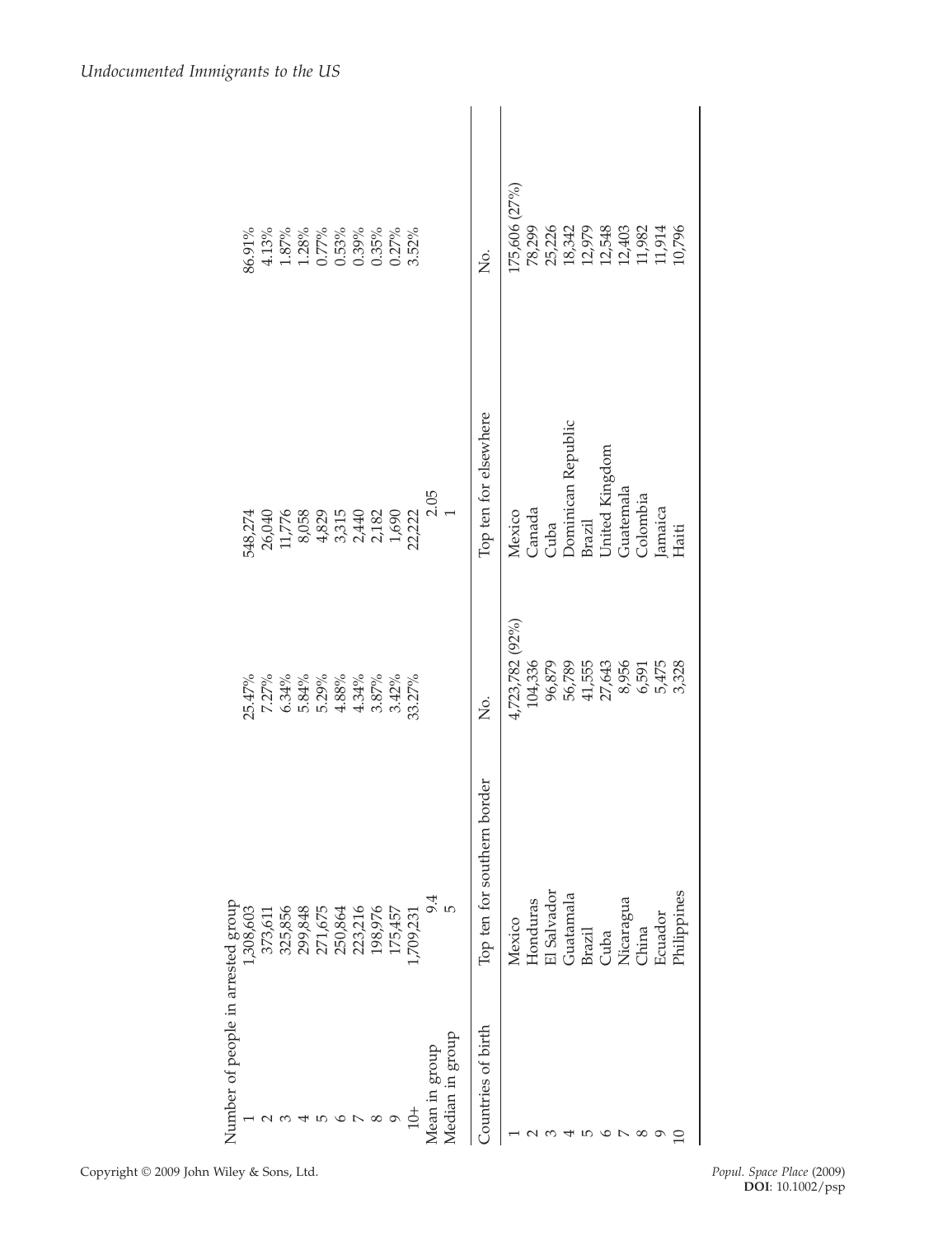| Number of people in arrested group | | | | |
|---|---|---|---|---|
| 1 | 1,308,603 | 25.47% | 548,274 | 86.91% |
| 2 | 373,611 | 7.27% | 26,040 | 4.13% |
| 3 | 325,856 | 6.34% | 11,776 | 1.87% |
| 4 | 299,848 | 5.84% | 8,058 | 1.28% |
| 5 | 271,675 | 5.29% | 4,829 | 0.77% |
| 6 | 250,864 | 4.88% | 3,315 | 0.53% |
| 7 | 223,216 | 4.34% | 2,440 | 0.39% |
| 8 | 198,976 | 3.87% | 2,182 | 0.35% |
| 9 | 175,457 | 3.42% | 1,690 | 0.27% |
| 10+ | 1,709,231 | 33.27% | 22,222 | 3.52% |
| Mean in group | 9.4 | | 2.05 | |
| Median in group | 5 | | 1 | |

| Countries of birth | Top ten for southern border | No. | Top ten for elsewhere | No. |
|---|---|---|---|---|
| 1 | Mexico | 4,723,782 (92%) | Mexico | 175,606 (27%) |
| 2 | Honduras | 104,336 | Canada | 78,299 |
| 3 | El Salvador | 96,879 | Cuba | 25,226 |
| 4 | Guatamala | 56,789 | Dominican Republic | 18,342 |
| 5 | Brazil | 41,555 | Brazil | 12,979 |
| 6 | Cuba | 27,643 | United Kingdom | 12,548 |
| 7 | Nicaragua | 8,956 | Guatemala | 12,403 |
| 8 | China | 6,591 | Colombia | 11,982 |
| 9 | Ecuador | 5,475 | Jamaica | 11,914 |
| 10 | Philippines | 3,328 | Haiti | 10,796 |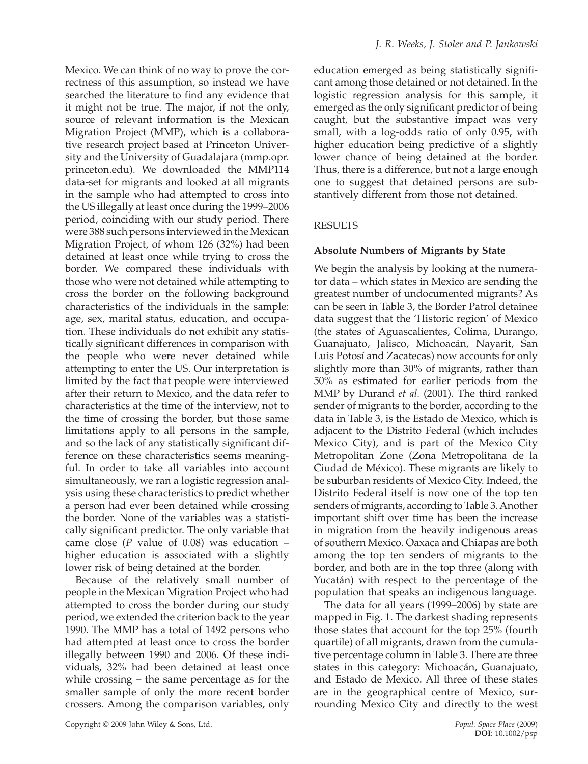Mexico. We can think of no way to prove the correctness of this assumption, so instead we have searched the literature to find any evidence that it might not be true. The major, if not the only, source of relevant information is the Mexican Migration Project (MMP), which is a collaborative research project based at Princeton University and the University of Guadalajara (mmp.opr.princeton.edu). We downloaded the MMP114 data-set for migrants and looked at all migrants in the sample who had attempted to cross into the US illegally at least once during the 1999–2006 period, coinciding with our study period. There were 388 such persons interviewed in the Mexican Migration Project, of whom 126 (32%) had been detained at least once while trying to cross the border. We compared these individuals with those who were not detained while attempting to cross the border on the following background characteristics of the individuals in the sample: age, sex, marital status, education, and occupation. These individuals do not exhibit any statistically significant differences in comparison with the people who were never detained while attempting to enter the US. Our interpretation is limited by the fact that people were interviewed after their return to Mexico, and the data refer to characteristics at the time of the interview, not to the time of crossing the border, but those same limitations apply to all persons in the sample, and so the lack of any statistically significant difference on these characteristics seems meaningful. In order to take all variables into account simultaneously, we ran a logistic regression analysis using these characteristics to predict whether a person had ever been detained while crossing the border. None of the variables was a statistically significant predictor. The only variable that came close ($P$ value of 0.08) was education – higher education is associated with a slightly lower risk of being detained at the border.

Because of the relatively small number of people in the Mexican Migration Project who had attempted to cross the border during our study period, we extended the criterion back to the year 1990. The MMP has a total of 1492 persons who had attempted at least once to cross the border illegally between 1990 and 2006. Of these individuals, 32% had been detained at least once while crossing – the same percentage as for the smaller sample of only the more recent border crossers. Among the comparison variables, only education emerged as being statistically significant among those detained or not detained. In the logistic regression analysis for this sample, it emerged as the only significant predictor of being caught, but the substantive impact was very small, with a log-odds ratio of only 0.95, with higher education being predictive of a slightly lower chance of being detained at the border. Thus, there is a difference, but not a large enough one to suggest that detained persons are substantively different from those not detained.

## RESULTS

### Absolute Numbers of Migrants by State

We begin the analysis by looking at the numerator data – which states in Mexico are sending the greatest number of undocumented migrants? As can be seen in Table 3, the Border Patrol detainee data suggest that the 'Historic region' of Mexico (the states of Aguascalientes, Colima, Durango, Guanajuato, Jalisco, Michoacán, Nayarit, San Luis Potosí and Zacatecas) now accounts for only slightly more than 30% of migrants, rather than 50% as estimated for earlier periods from the MMP by Durand *et al.* (2001). The third ranked sender of migrants to the border, according to the data in Table 3, is the Estado de Mexico, which is adjacent to the Distrito Federal (which includes Mexico City), and is part of the Mexico City Metropolitan Zone (Zona Metropolitana de la Ciudad de México). These migrants are likely to be suburban residents of Mexico City. Indeed, the Distrito Federal itself is now one of the top ten senders of migrants, according to Table 3. Another important shift over time has been the increase in migration from the heavily indigenous areas of southern Mexico. Oaxaca and Chiapas are both among the top ten senders of migrants to the border, and both are in the top three (along with Yucatán) with respect to the percentage of the population that speaks an indigenous language.

The data for all years (1999–2006) by state are mapped in Fig. 1. The darkest shading represents those states that account for the top 25% (fourth quartile) of all migrants, drawn from the cumulative percentage column in Table 3. There are three states in this category: Michoacán, Guanajuato, and Estado de Mexico. All three of these states are in the geographical centre of Mexico, surrounding Mexico City and directly to the west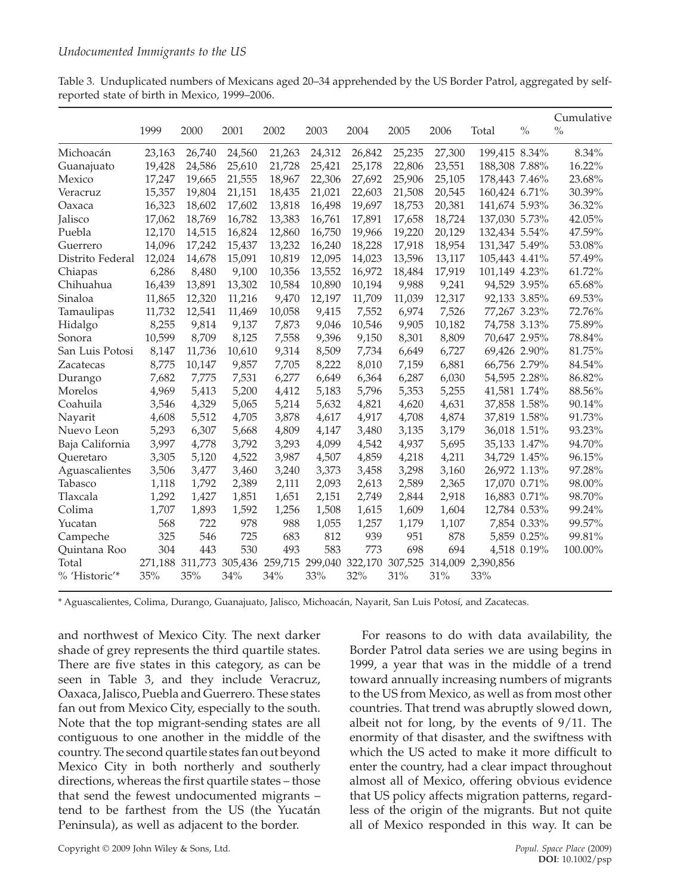Table 3. Unduplicated numbers of Mexicans aged 20–34 apprehended by the US Border Patrol, aggregated by self-reported state of birth in Mexico, 1999–2006.

| | 1999 | 2000 | 2001 | 2002 | 2003 | 2004 | 2005 | 2006 | Total | % | Cumulative % |
|---|---|---|---|---|---|---|---|---|---|---|---|
| Michoacán | 23,163 | 26,740 | 24,560 | 21,263 | 24,312 | 26,842 | 25,235 | 27,300 | 199,415 | 8.34% | 8.34% |
| Guanajuato | 19,428 | 24,586 | 25,610 | 21,728 | 25,421 | 25,178 | 22,806 | 23,551 | 188,308 | 7.88% | 16.22% |
| Mexico | 17,247 | 19,665 | 21,555 | 18,967 | 22,306 | 27,692 | 25,906 | 25,105 | 178,443 | 7.46% | 23.68% |
| Veracruz | 15,357 | 19,804 | 21,151 | 18,435 | 21,021 | 22,603 | 21,508 | 20,545 | 160,424 | 6.71% | 30.39% |
| Oaxaca | 16,323 | 18,602 | 17,602 | 13,818 | 16,498 | 19,697 | 18,753 | 20,381 | 141,674 | 5.93% | 36.32% |
| Jalisco | 17,062 | 18,769 | 16,782 | 13,383 | 16,761 | 17,891 | 17,658 | 18,724 | 137,030 | 5.73% | 42.05% |
| Puebla | 12,170 | 14,515 | 16,824 | 12,860 | 16,750 | 19,966 | 19,220 | 20,129 | 132,434 | 5.54% | 47.59% |
| Guerrero | 14,096 | 17,242 | 15,437 | 13,232 | 16,240 | 18,228 | 17,918 | 18,954 | 131,347 | 5.49% | 53.08% |
| Distrito Federal | 12,024 | 14,678 | 15,091 | 10,819 | 12,095 | 14,023 | 13,596 | 13,117 | 105,443 | 4.41% | 57.49% |
| Chiapas | 6,286 | 8,480 | 9,100 | 10,356 | 13,552 | 16,972 | 18,484 | 17,919 | 101,149 | 4.23% | 61.72% |
| Chihuahua | 16,439 | 13,891 | 13,302 | 10,584 | 10,890 | 10,194 | 9,988 | 9,241 | 94,529 | 3.95% | 65.68% |
| Sinaloa | 11,865 | 12,320 | 11,216 | 9,470 | 12,197 | 11,709 | 11,039 | 12,317 | 92,133 | 3.85% | 69.53% |
| Tamaulipas | 11,732 | 12,541 | 11,469 | 10,058 | 9,415 | 7,552 | 6,974 | 7,526 | 77,267 | 3.23% | 72.76% |
| Hidalgo | 8,255 | 9,814 | 9,137 | 7,873 | 9,046 | 10,546 | 9,905 | 10,182 | 74,758 | 3.13% | 75.89% |
| Sonora | 10,599 | 8,709 | 8,125 | 7,558 | 9,396 | 9,150 | 8,301 | 8,809 | 70,647 | 2.95% | 78.84% |
| San Luis Potosi | 8,147 | 11,736 | 10,610 | 9,314 | 8,509 | 7,734 | 6,649 | 6,727 | 69,426 | 2.90% | 81.75% |
| Zacatecas | 8,775 | 10,147 | 9,857 | 7,705 | 8,222 | 8,010 | 7,159 | 6,881 | 66,756 | 2.79% | 84.54% |
| Durango | 7,682 | 7,775 | 7,531 | 6,277 | 6,649 | 6,364 | 6,287 | 6,030 | 54,595 | 2.28% | 86.82% |
| Morelos | 4,969 | 5,413 | 5,200 | 4,412 | 5,183 | 5,796 | 5,353 | 5,255 | 41,581 | 1.74% | 88.56% |
| Coahuila | 3,546 | 4,329 | 5,065 | 5,214 | 5,632 | 4,821 | 4,620 | 4,631 | 37,858 | 1.58% | 90.14% |
| Nayarit | 4,608 | 5,512 | 4,705 | 3,878 | 4,617 | 4,917 | 4,708 | 4,874 | 37,819 | 1.58% | 91.73% |
| Nuevo Leon | 5,293 | 6,307 | 5,668 | 4,809 | 4,147 | 3,480 | 3,135 | 3,179 | 36,018 | 1.51% | 93.23% |
| Baja California | 3,997 | 4,778 | 3,792 | 3,293 | 4,099 | 4,542 | 4,937 | 5,695 | 35,133 | 1.47% | 94.70% |
| Queretaro | 3,305 | 5,120 | 4,522 | 3,987 | 4,507 | 4,859 | 4,218 | 4,211 | 34,729 | 1.45% | 96.15% |
| Aguascalientes | 3,506 | 3,477 | 3,460 | 3,240 | 3,373 | 3,458 | 3,298 | 3,160 | 26,972 | 1.13% | 97.28% |
| Tabasco | 1,118 | 1,792 | 2,389 | 2,111 | 2,093 | 2,613 | 2,589 | 2,365 | 17,070 | 0.71% | 98.00% |
| Tlaxcala | 1,292 | 1,427 | 1,851 | 1,651 | 2,151 | 2,749 | 2,844 | 2,918 | 16,883 | 0.71% | 98.70% |
| Colima | 1,707 | 1,893 | 1,592 | 1,256 | 1,508 | 1,615 | 1,609 | 1,604 | 12,784 | 0.53% | 99.24% |
| Yucatan | 568 | 722 | 978 | 988 | 1,055 | 1,257 | 1,179 | 1,107 | 7,854 | 0.33% | 99.57% |
| Campeche | 325 | 546 | 725 | 683 | 812 | 939 | 951 | 878 | 5,859 | 0.25% | 99.81% |
| Quintana Roo | 304 | 443 | 530 | 493 | 583 | 773 | 698 | 694 | 4,518 | 0.19% | 100.00% |
| Total | 271,188 | 311,773 | 305,436 | 259,715 | 299,040 | 322,170 | 307,525 | 314,009 | 2,390,856 | | |
| % 'Historic'* | 35% | 35% | 34% | 34% | 33% | 32% | 31% | 31% | 33% | | |

* Aguascalientes, Colima, Durango, Guanajuato, Jalisco, Michoacán, Nayarit, San Luis Potosí, and Zacatecas.

and northwest of Mexico City. The next darker shade of grey represents the third quartile states. There are five states in this category, as can be seen in Table 3, and they include Veracruz, Oaxaca, Jalisco, Puebla and Guerrero. These states fan out from Mexico City, especially to the south. Note that the top migrant-sending states are all contiguous to one another in the middle of the country. The second quartile states fan out beyond Mexico City in both northerly and southerly directions, whereas the first quartile states – those that send the fewest undocumented migrants – tend to be farthest from the US (the Yucatán Peninsula), as well as adjacent to the border.

For reasons to do with data availability, the Border Patrol data series we are using begins in 1999, a year that was in the middle of a trend toward annually increasing numbers of migrants to the US from Mexico, as well as from most other countries. That trend was abruptly slowed down, albeit not for long, by the events of 9/11. The enormity of that disaster, and the swiftness with which the US acted to make it more difficult to enter the country, had a clear impact throughout almost all of Mexico, offering obvious evidence that US policy affects migration patterns, regardless of the origin of the migrants. But not quite all of Mexico responded in this way. It can be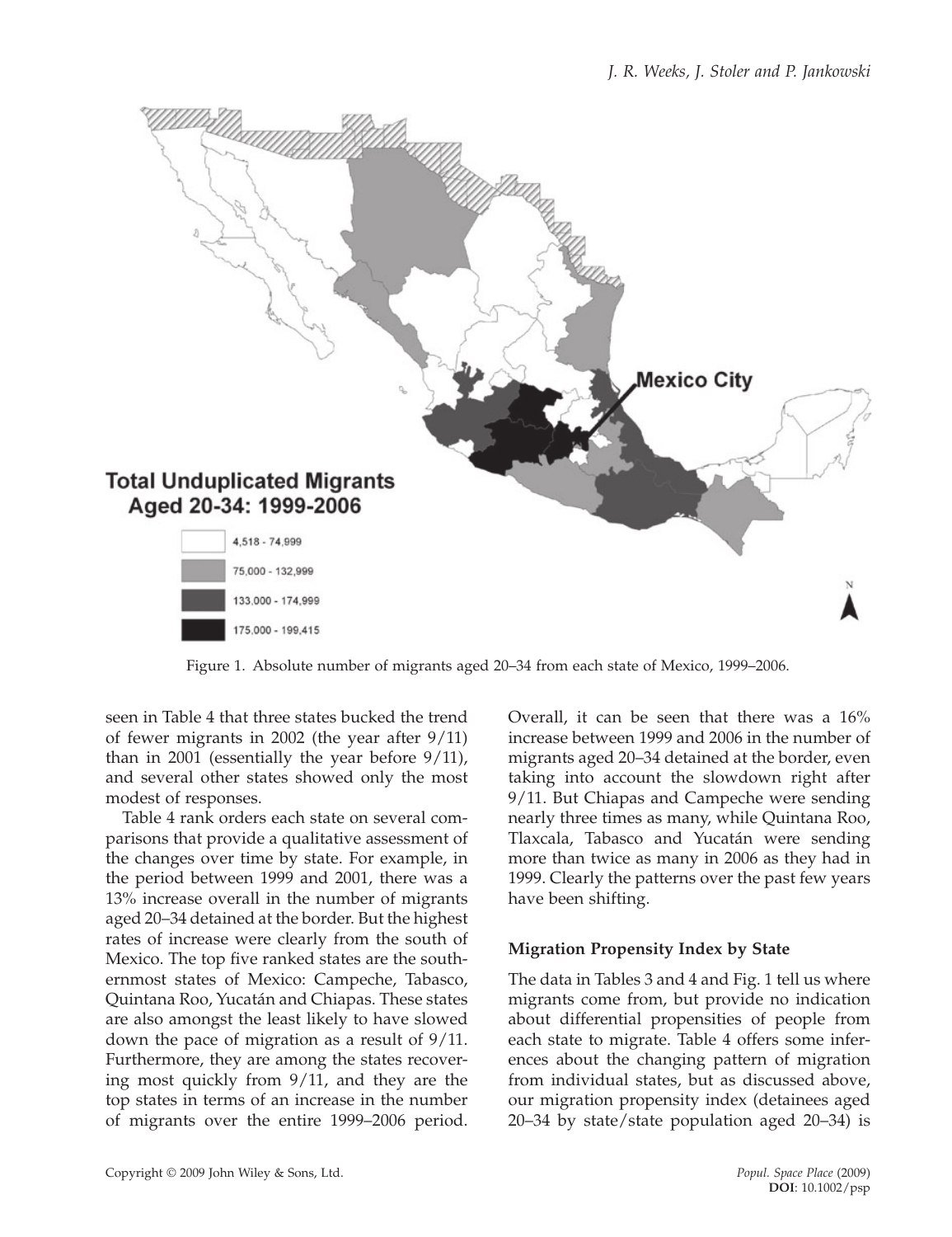Total Unduplicated Migrants Aged 20-34: 1999-2006

- 4,518 - 74,999
- 75,000 - 132,999
- 133,000 - 174,999
- 175,000 - 199,415

Mexico City

Figure 1. Absolute number of migrants aged 20–34 from each state of Mexico, 1999–2006.

seen in Table 4 that three states bucked the trend of fewer migrants in 2002 (the year after 9/11) than in 2001 (essentially the year before 9/11), and several other states showed only the most modest of responses.

Table 4 rank orders each state on several comparisons that provide a qualitative assessment of the changes over time by state. For example, in the period between 1999 and 2001, there was a 13% increase overall in the number of migrants aged 20–34 detained at the border. But the highest rates of increase were clearly from the south of Mexico. The top five ranked states are the southernmost states of Mexico: Campeche, Tabasco, Quintana Roo, Yucatán and Chiapas. These states are also amongst the least likely to have slowed down the pace of migration as a result of 9/11. Furthermore, they are among the states recovering most quickly from 9/11, and they are the top states in terms of an increase in the number of migrants over the entire 1999–2006 period. Overall, it can be seen that there was a 16% increase between 1999 and 2006 in the number of migrants aged 20–34 detained at the border, even taking into account the slowdown right after 9/11. But Chiapas and Campeche were sending nearly three times as many, while Quintana Roo, Tlaxcala, Tabasco and Yucatán were sending more than twice as many in 2006 as they had in 1999. Clearly the patterns over the past few years have been shifting.

### Migration Propensity Index by State

The data in Tables 3 and 4 and Fig. 1 tell us where migrants come from, but provide no indication about differential propensities of people from each state to migrate. Table 4 offers some inferences about the changing pattern of migration from individual states, but as discussed above, our migration propensity index (detainees aged 20–34 by state/state population aged 20–34) is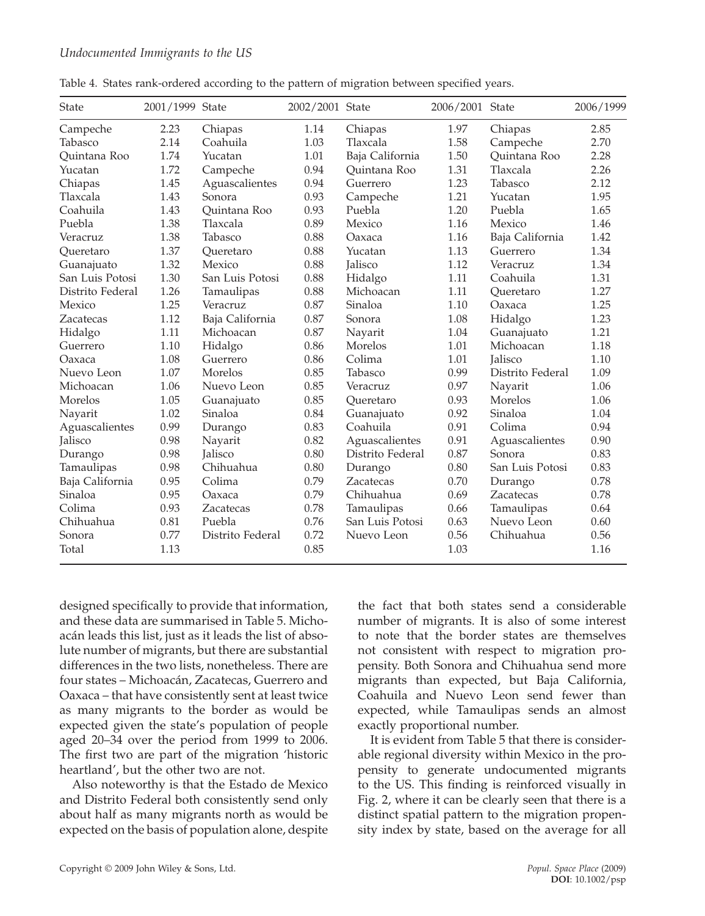Table 4. States rank-ordered according to the pattern of migration between specified years.

| State | 2001/1999 | State | 2002/2001 | State | 2006/2001 | State | 2006/1999 |
|---|---|---|---|---|---|---|---|
| Campeche | 2.23 | Chiapas | 1.14 | Chiapas | 1.97 | Chiapas | 2.85 |
| Tabasco | 2.14 | Coahuila | 1.03 | Tlaxcala | 1.58 | Campeche | 2.70 |
| Quintana Roo | 1.74 | Yucatan | 1.01 | Baja California | 1.50 | Quintana Roo | 2.28 |
| Yucatan | 1.72 | Campeche | 0.94 | Quintana Roo | 1.31 | Tlaxcala | 2.26 |
| Chiapas | 1.45 | Aguascalientes | 0.94 | Guerrero | 1.23 | Tabasco | 2.12 |
| Tlaxcala | 1.43 | Sonora | 0.93 | Campeche | 1.21 | Yucatan | 1.95 |
| Coahuila | 1.43 | Quintana Roo | 0.93 | Puebla | 1.20 | Puebla | 1.65 |
| Puebla | 1.38 | Tlaxcala | 0.89 | Mexico | 1.16 | Mexico | 1.46 |
| Veracruz | 1.38 | Tabasco | 0.88 | Oaxaca | 1.16 | Baja California | 1.42 |
| Queretaro | 1.37 | Queretaro | 0.88 | Yucatan | 1.13 | Guerrero | 1.34 |
| Guanajuato | 1.32 | Mexico | 0.88 | Jalisco | 1.12 | Veracruz | 1.34 |
| San Luis Potosi | 1.30 | San Luis Potosi | 0.88 | Hidalgo | 1.11 | Coahuila | 1.31 |
| Distrito Federal | 1.26 | Tamaulipas | 0.88 | Michoacan | 1.11 | Queretaro | 1.27 |
| Mexico | 1.25 | Veracruz | 0.87 | Sinaloa | 1.10 | Oaxaca | 1.25 |
| Zacatecas | 1.12 | Baja California | 0.87 | Sonora | 1.08 | Hidalgo | 1.23 |
| Hidalgo | 1.11 | Michoacan | 0.87 | Nayarit | 1.04 | Guanajuato | 1.21 |
| Guerrero | 1.10 | Hidalgo | 0.86 | Morelos | 1.01 | Michoacan | 1.18 |
| Oaxaca | 1.08 | Guerrero | 0.86 | Colima | 1.01 | Jalisco | 1.10 |
| Nuevo Leon | 1.07 | Morelos | 0.85 | Tabasco | 0.99 | Distrito Federal | 1.09 |
| Michoacan | 1.06 | Nuevo Leon | 0.85 | Veracruz | 0.97 | Nayarit | 1.06 |
| Morelos | 1.05 | Guanajuato | 0.85 | Queretaro | 0.93 | Morelos | 1.06 |
| Nayarit | 1.02 | Sinaloa | 0.84 | Guanajuato | 0.92 | Sinaloa | 1.04 |
| Aguascalientes | 0.99 | Durango | 0.83 | Coahuila | 0.91 | Colima | 0.94 |
| Jalisco | 0.98 | Nayarit | 0.82 | Aguascalientes | 0.91 | Aguascalientes | 0.90 |
| Durango | 0.98 | Jalisco | 0.80 | Distrito Federal | 0.87 | Sonora | 0.83 |
| Tamaulipas | 0.98 | Chihuahua | 0.80 | Durango | 0.80 | San Luis Potosi | 0.83 |
| Baja California | 0.95 | Colima | 0.79 | Zacatecas | 0.70 | Durango | 0.78 |
| Sinaloa | 0.95 | Oaxaca | 0.79 | Chihuahua | 0.69 | Zacatecas | 0.78 |
| Colima | 0.93 | Zacatecas | 0.78 | Tamaulipas | 0.66 | Tamaulipas | 0.64 |
| Chihuahua | 0.81 | Puebla | 0.76 | San Luis Potosi | 0.63 | Nuevo Leon | 0.60 |
| Sonora | 0.77 | Distrito Federal | 0.72 | Nuevo Leon | 0.56 | Chihuahua | 0.56 |
| Total | 1.13 | | 0.85 | | 1.03 | | 1.16 |

designed specifically to provide that information, and these data are summarised in Table 5. Michoacán leads this list, just as it leads the list of absolute number of migrants, but there are substantial differences in the two lists, nonetheless. There are four states – Michoacán, Zacatecas, Guerrero and Oaxaca – that have consistently sent at least twice as many migrants to the border as would be expected given the state's population of people aged 20–34 over the period from 1999 to 2006. The first two are part of the migration 'historic heartland', but the other two are not.

Also noteworthy is that the Estado de Mexico and Distrito Federal both consistently send only about half as many migrants north as would be expected on the basis of population alone, despite the fact that both states send a considerable number of migrants. It is also of some interest to note that the border states are themselves not consistent with respect to migration propensity. Both Sonora and Chihuahua send more migrants than expected, but Baja California, Coahuila and Nuevo Leon send fewer than expected, while Tamaulipas sends an almost exactly proportional number.

It is evident from Table 5 that there is considerable regional diversity within Mexico in the propensity to generate undocumented migrants to the US. This finding is reinforced visually in Fig. 2, where it can be clearly seen that there is a distinct spatial pattern to the migration propensity index by state, based on the average for all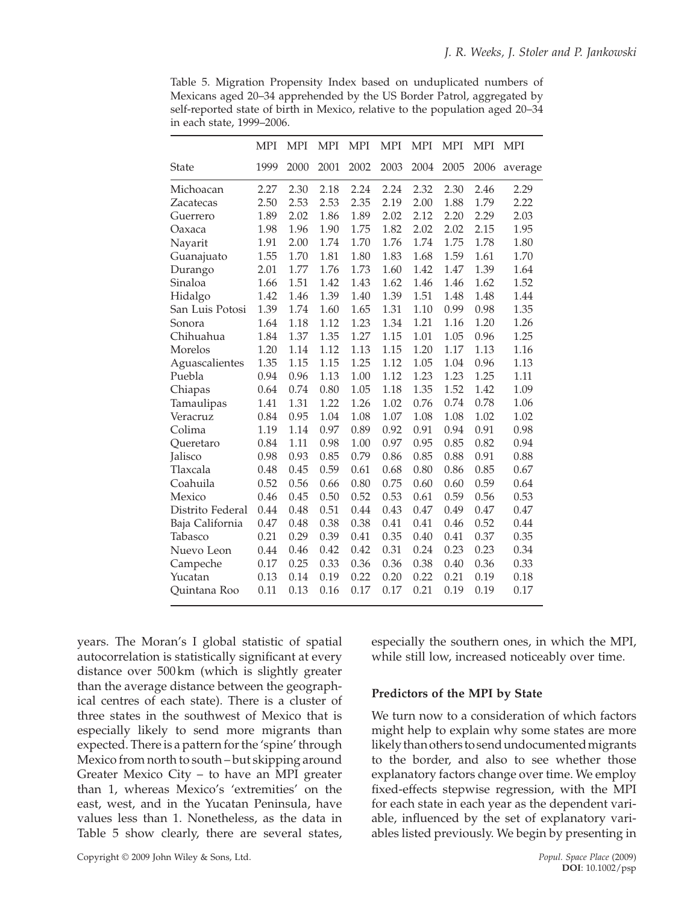Table 5. Migration Propensity Index based on unduplicated numbers of Mexicans aged 20–34 apprehended by the US Border Patrol, aggregated by self-reported state of birth in Mexico, relative to the population aged 20–34 in each state, 1999–2006.

| State | MPI 1999 | MPI 2000 | MPI 2001 | MPI 2002 | MPI 2003 | MPI 2004 | MPI 2005 | MPI 2006 | MPI average |
|---|---|---|---|---|---|---|---|---|---|
| Michoacan | 2.27 | 2.30 | 2.18 | 2.24 | 2.24 | 2.32 | 2.30 | 2.46 | 2.29 |
| Zacatecas | 2.50 | 2.53 | 2.53 | 2.35 | 2.19 | 2.00 | 1.88 | 1.79 | 2.22 |
| Guerrero | 1.89 | 2.02 | 1.86 | 1.89 | 2.02 | 2.12 | 2.20 | 2.29 | 2.03 |
| Oaxaca | 1.98 | 1.96 | 1.90 | 1.75 | 1.82 | 2.02 | 2.02 | 2.15 | 1.95 |
| Nayarit | 1.91 | 2.00 | 1.74 | 1.70 | 1.76 | 1.74 | 1.75 | 1.78 | 1.80 |
| Guanajuato | 1.55 | 1.70 | 1.81 | 1.80 | 1.83 | 1.68 | 1.59 | 1.61 | 1.70 |
| Durango | 2.01 | 1.77 | 1.76 | 1.73 | 1.60 | 1.42 | 1.47 | 1.39 | 1.64 |
| Sinaloa | 1.66 | 1.51 | 1.42 | 1.43 | 1.62 | 1.46 | 1.46 | 1.62 | 1.52 |
| Hidalgo | 1.42 | 1.46 | 1.39 | 1.40 | 1.39 | 1.51 | 1.48 | 1.48 | 1.44 |
| San Luis Potosi | 1.39 | 1.74 | 1.60 | 1.65 | 1.31 | 1.10 | 0.99 | 0.98 | 1.35 |
| Sonora | 1.64 | 1.18 | 1.12 | 1.23 | 1.34 | 1.21 | 1.16 | 1.20 | 1.26 |
| Chihuahua | 1.84 | 1.37 | 1.35 | 1.27 | 1.15 | 1.01 | 1.05 | 0.96 | 1.25 |
| Morelos | 1.20 | 1.14 | 1.12 | 1.13 | 1.15 | 1.20 | 1.17 | 1.13 | 1.16 |
| Aguascalientes | 1.35 | 1.15 | 1.15 | 1.25 | 1.12 | 1.05 | 1.04 | 0.96 | 1.13 |
| Puebla | 0.94 | 0.96 | 1.13 | 1.00 | 1.12 | 1.23 | 1.23 | 1.25 | 1.11 |
| Chiapas | 0.64 | 0.74 | 0.80 | 1.05 | 1.18 | 1.35 | 1.52 | 1.42 | 1.09 |
| Tamaulipas | 1.41 | 1.31 | 1.22 | 1.26 | 1.02 | 0.76 | 0.74 | 0.78 | 1.06 |
| Veracruz | 0.84 | 0.95 | 1.04 | 1.08 | 1.07 | 1.08 | 1.08 | 1.02 | 1.02 |
| Colima | 1.19 | 1.14 | 0.97 | 0.89 | 0.92 | 0.91 | 0.94 | 0.91 | 0.98 |
| Queretaro | 0.84 | 1.11 | 0.98 | 1.00 | 0.97 | 0.95 | 0.85 | 0.82 | 0.94 |
| Jalisco | 0.98 | 0.93 | 0.85 | 0.79 | 0.86 | 0.85 | 0.88 | 0.91 | 0.88 |
| Tlaxcala | 0.48 | 0.45 | 0.59 | 0.61 | 0.68 | 0.80 | 0.86 | 0.85 | 0.67 |
| Coahuila | 0.52 | 0.56 | 0.66 | 0.80 | 0.75 | 0.60 | 0.60 | 0.59 | 0.64 |
| Mexico | 0.46 | 0.45 | 0.50 | 0.52 | 0.53 | 0.61 | 0.59 | 0.56 | 0.53 |
| Distrito Federal | 0.44 | 0.48 | 0.51 | 0.44 | 0.43 | 0.47 | 0.49 | 0.47 | 0.47 |
| Baja California | 0.47 | 0.48 | 0.38 | 0.38 | 0.41 | 0.41 | 0.46 | 0.52 | 0.44 |
| Tabasco | 0.21 | 0.29 | 0.39 | 0.41 | 0.35 | 0.40 | 0.41 | 0.37 | 0.35 |
| Nuevo Leon | 0.44 | 0.46 | 0.42 | 0.42 | 0.31 | 0.24 | 0.23 | 0.23 | 0.34 |
| Campeche | 0.17 | 0.25 | 0.33 | 0.36 | 0.36 | 0.38 | 0.40 | 0.36 | 0.33 |
| Yucatan | 0.13 | 0.14 | 0.19 | 0.22 | 0.20 | 0.22 | 0.21 | 0.19 | 0.18 |
| Quintana Roo | 0.11 | 0.13 | 0.16 | 0.17 | 0.17 | 0.21 | 0.19 | 0.19 | 0.17 |

years. The Moran's I global statistic of spatial autocorrelation is statistically significant at every distance over 500 km (which is slightly greater than the average distance between the geographical centres of each state). There is a cluster of three states in the southwest of Mexico that is especially likely to send more migrants than expected. There is a pattern for the 'spine' through Mexico from north to south – but skipping around Greater Mexico City – to have an MPI greater than 1, whereas Mexico's 'extremities' on the east, west, and in the Yucatan Peninsula, have values less than 1. Nonetheless, as the data in Table 5 show clearly, there are several states, especially the southern ones, in which the MPI, while still low, increased noticeably over time.

### Predictors of the MPI by State

We turn now to a consideration of which factors might help to explain why some states are more likely than others to send undocumented migrants to the border, and also to see whether those explanatory factors change over time. We employ fixed-effects stepwise regression, with the MPI for each state in each year as the dependent variable, influenced by the set of explanatory variables listed previously. We begin by presenting in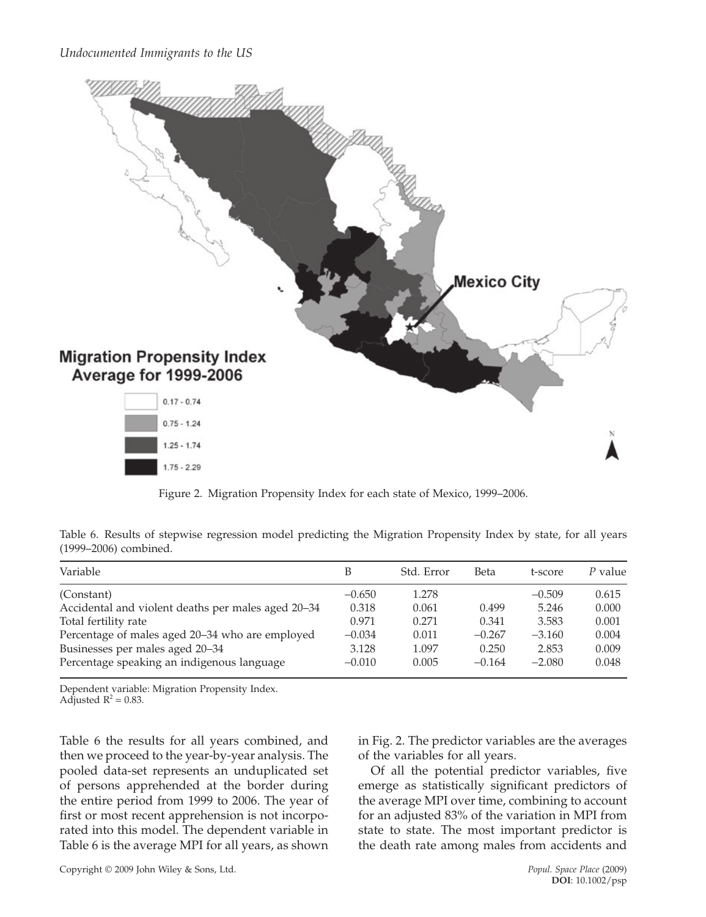Figure 2. Migration Propensity Index for each state of Mexico, 1999–2006.

Table 6. Results of stepwise regression model predicting the Migration Propensity Index by state, for all years (1999–2006) combined.

| Variable | B | Std. Error | Beta | t-score | *P* value |
|---|---|---|---|---|---|
| (Constant) | –0.650 | 1.278 | | –0.509 | 0.615 |
| Accidental and violent deaths per males aged 20–34 | 0.318 | 0.061 | 0.499 | 5.246 | 0.000 |
| Total fertility rate | 0.971 | 0.271 | 0.341 | 3.583 | 0.001 |
| Percentage of males aged 20–34 who are employed | –0.034 | 0.011 | –0.267 | –3.160 | 0.004 |
| Businesses per males aged 20–34 | 3.128 | 1.097 | 0.250 | 2.853 | 0.009 |
| Percentage speaking an indigenous language | –0.010 | 0.005 | –0.164 | –2.080 | 0.048 |

Dependent variable: Migration Propensity Index.
Adjusted $R^2 = 0.83$.

Table 6 the results for all years combined, and then we proceed to the year-by-year analysis. The pooled data-set represents an unduplicated set of persons apprehended at the border during the entire period from 1999 to 2006. The year of first or most recent apprehension is not incorporated into this model. The dependent variable in Table 6 is the average MPI for all years, as shown in Fig. 2. The predictor variables are the averages of the variables for all years.

Of all the potential predictor variables, five emerge as statistically significant predictors of the average MPI over time, combining to account for an adjusted 83% of the variation in MPI from state to state. The most important predictor is the death rate among males from accidents and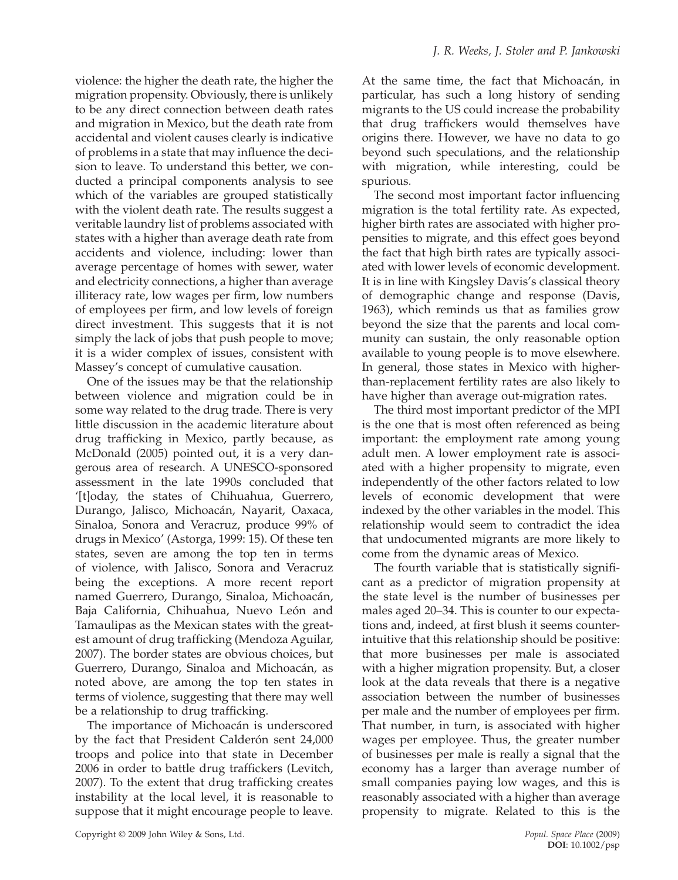violence: the higher the death rate, the higher the migration propensity. Obviously, there is unlikely to be any direct connection between death rates and migration in Mexico, but the death rate from accidental and violent causes clearly is indicative of problems in a state that may influence the decision to leave. To understand this better, we conducted a principal components analysis to see which of the variables are grouped statistically with the violent death rate. The results suggest a veritable laundry list of problems associated with states with a higher than average death rate from accidents and violence, including: lower than average percentage of homes with sewer, water and electricity connections, a higher than average illiteracy rate, low wages per firm, low numbers of employees per firm, and low levels of foreign direct investment. This suggests that it is not simply the lack of jobs that push people to move; it is a wider complex of issues, consistent with Massey's concept of cumulative causation.

One of the issues may be that the relationship between violence and migration could be in some way related to the drug trade. There is very little discussion in the academic literature about drug trafficking in Mexico, partly because, as McDonald (2005) pointed out, it is a very dangerous area of research. A UNESCO-sponsored assessment in the late 1990s concluded that '[t]oday, the states of Chihuahua, Guerrero, Durango, Jalisco, Michoacán, Nayarit, Oaxaca, Sinaloa, Sonora and Veracruz, produce 99% of drugs in Mexico' (Astorga, 1999: 15). Of these ten states, seven are among the top ten in terms of violence, with Jalisco, Sonora and Veracruz being the exceptions. A more recent report named Guerrero, Durango, Sinaloa, Michoacán, Baja California, Chihuahua, Nuevo León and Tamaulipas as the Mexican states with the greatest amount of drug trafficking (Mendoza Aguilar, 2007). The border states are obvious choices, but Guerrero, Durango, Sinaloa and Michoacán, as noted above, are among the top ten states in terms of violence, suggesting that there may well be a relationship to drug trafficking.

The importance of Michoacán is underscored by the fact that President Calderón sent 24,000 troops and police into that state in December 2006 in order to battle drug traffickers (Levitch, 2007). To the extent that drug trafficking creates instability at the local level, it is reasonable to suppose that it might encourage people to leave. At the same time, the fact that Michoacán, in particular, has such a long history of sending migrants to the US could increase the probability that drug traffickers would themselves have origins there. However, we have no data to go beyond such speculations, and the relationship with migration, while interesting, could be spurious.

The second most important factor influencing migration is the total fertility rate. As expected, higher birth rates are associated with higher propensities to migrate, and this effect goes beyond the fact that high birth rates are typically associated with lower levels of economic development. It is in line with Kingsley Davis's classical theory of demographic change and response (Davis, 1963), which reminds us that as families grow beyond the size that the parents and local community can sustain, the only reasonable option available to young people is to move elsewhere. In general, those states in Mexico with higher-than-replacement fertility rates are also likely to have higher than average out-migration rates.

The third most important predictor of the MPI is the one that is most often referenced as being important: the employment rate among young adult men. A lower employment rate is associated with a higher propensity to migrate, even independently of the other factors related to low levels of economic development that were indexed by the other variables in the model. This relationship would seem to contradict the idea that undocumented migrants are more likely to come from the dynamic areas of Mexico.

The fourth variable that is statistically significant as a predictor of migration propensity at the state level is the number of businesses per males aged 20–34. This is counter to our expectations and, indeed, at first blush it seems counter-intuitive that this relationship should be positive: that more businesses per male is associated with a higher migration propensity. But, a closer look at the data reveals that there is a negative association between the number of businesses per male and the number of employees per firm. That number, in turn, is associated with higher wages per employee. Thus, the greater number of businesses per male is really a signal that the economy has a larger than average number of small companies paying low wages, and this is reasonably associated with a higher than average propensity to migrate. Related to this is the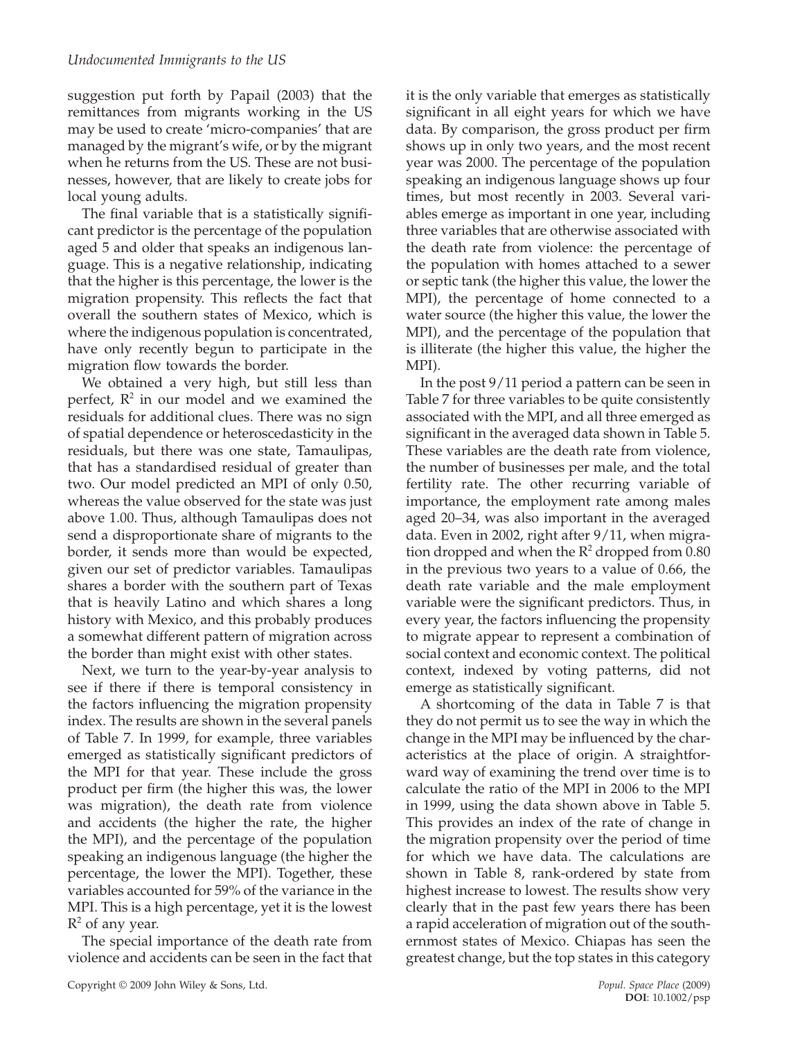suggestion put forth by Papail (2003) that the remittances from migrants working in the US may be used to create 'micro-companies' that are managed by the migrant's wife, or by the migrant when he returns from the US. These are not businesses, however, that are likely to create jobs for local young adults.

The final variable that is a statistically significant predictor is the percentage of the population aged 5 and older that speaks an indigenous language. This is a negative relationship, indicating that the higher is this percentage, the lower is the migration propensity. This reflects the fact that overall the southern states of Mexico, which is where the indigenous population is concentrated, have only recently begun to participate in the migration flow towards the border.

We obtained a very high, but still less than perfect, $R^2$ in our model and we examined the residuals for additional clues. There was no sign of spatial dependence or heteroscedasticity in the residuals, but there was one state, Tamaulipas, that has a standardised residual of greater than two. Our model predicted an MPI of only 0.50, whereas the value observed for the state was just above 1.00. Thus, although Tamaulipas does not send a disproportionate share of migrants to the border, it sends more than would be expected, given our set of predictor variables. Tamaulipas shares a border with the southern part of Texas that is heavily Latino and which shares a long history with Mexico, and this probably produces a somewhat different pattern of migration across the border than might exist with other states.

Next, we turn to the year-by-year analysis to see if there if there is temporal consistency in the factors influencing the migration propensity index. The results are shown in the several panels of Table 7. In 1999, for example, three variables emerged as statistically significant predictors of the MPI for that year. These include the gross product per firm (the higher this was, the lower was migration), the death rate from violence and accidents (the higher the rate, the higher the MPI), and the percentage of the population speaking an indigenous language (the higher the percentage, the lower the MPI). Together, these variables accounted for 59% of the variance in the MPI. This is a high percentage, yet it is the lowest $R^2$ of any year.

The special importance of the death rate from violence and accidents can be seen in the fact that it is the only variable that emerges as statistically significant in all eight years for which we have data. By comparison, the gross product per firm shows up in only two years, and the most recent year was 2000. The percentage of the population speaking an indigenous language shows up four times, but most recently in 2003. Several variables emerge as important in one year, including three variables that are otherwise associated with the death rate from violence: the percentage of the population with homes attached to a sewer or septic tank (the higher this value, the lower the MPI), the percentage of home connected to a water source (the higher this value, the lower the MPI), and the percentage of the population that is illiterate (the higher this value, the higher the MPI).

In the post 9/11 period a pattern can be seen in Table 7 for three variables to be quite consistently associated with the MPI, and all three emerged as significant in the averaged data shown in Table 5. These variables are the death rate from violence, the number of businesses per male, and the total fertility rate. The other recurring variable of importance, the employment rate among males aged 20–34, was also important in the averaged data. Even in 2002, right after 9/11, when migration dropped and when the $R^2$ dropped from 0.80 in the previous two years to a value of 0.66, the death rate variable and the male employment variable were the significant predictors. Thus, in every year, the factors influencing the propensity to migrate appear to represent a combination of social context and economic context. The political context, indexed by voting patterns, did not emerge as statistically significant.

A shortcoming of the data in Table 7 is that they do not permit us to see the way in which the change in the MPI may be influenced by the characteristics at the place of origin. A straightforward way of examining the trend over time is to calculate the ratio of the MPI in 2006 to the MPI in 1999, using the data shown above in Table 5. This provides an index of the rate of change in the migration propensity over the period of time for which we have data. The calculations are shown in Table 8, rank-ordered by state from highest increase to lowest. The results show very clearly that in the past few years there has been a rapid acceleration of migration out of the southernmost states of Mexico. Chiapas has seen the greatest change, but the top states in this category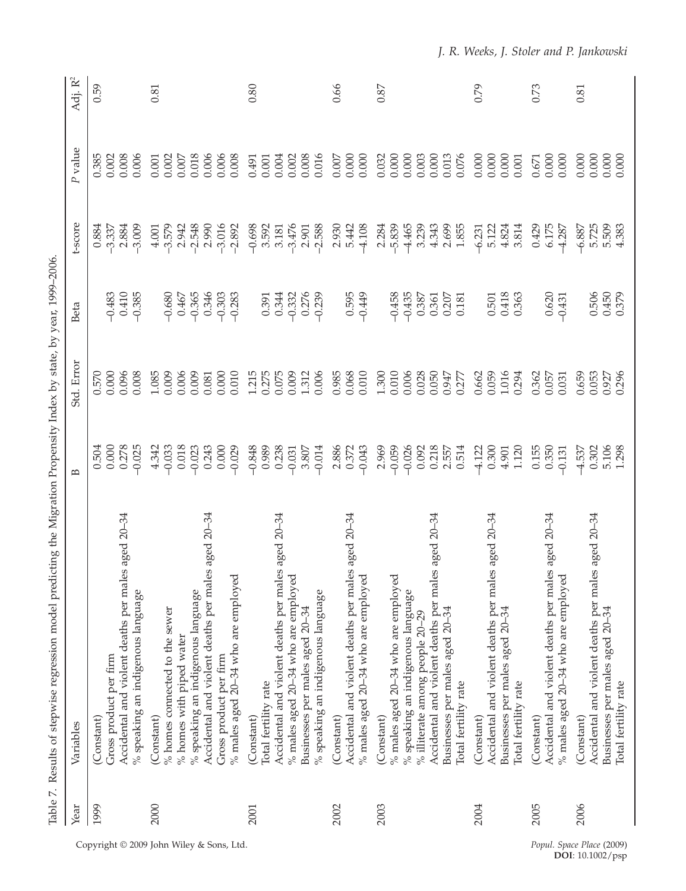Table 7. Results of stepwise regression model predicting the Migration Propensity Index by state, by year, 1999–2006.

| Year | Variables | B | Std. Error | Beta | t-score | P value | Adj. $R^2$ |
|---|---|---|---|---|---|---|---|
| 1999 | (Constant) | 0.504 | 0.570 | | 0.884 | 0.385 | 0.59 |
| | Gross product per firm | 0.000 | 0.000 | −0.483 | −3.337 | 0.002 | |
| | Accidental and violent deaths per males aged 20–34 | 0.278 | 0.096 | 0.410 | 2.884 | 0.008 | |
| | % speaking an indigenous language | −0.025 | 0.008 | −0.385 | −3.009 | 0.006 | |
| 2000 | (Constant) | 4.342 | 1.085 | | 4.001 | 0.001 | 0.81 |
| | % homes connected to the sewer | −0.033 | 0.009 | −0.680 | −3.579 | 0.002 | |
| | % homes with piped water | 0.018 | 0.006 | 0.467 | 2.942 | 0.007 | |
| | % speaking an indigenous language | −0.023 | 0.009 | −0.365 | −2.548 | 0.018 | |
| | Accidental and violent deaths per males aged 20–34 | 0.243 | 0.081 | 0.346 | 2.990 | 0.006 | |
| | Gross product per firm | 0.000 | 0.000 | −0.303 | −3.016 | 0.006 | |
| | % males aged 20–34 who are employed | −0.029 | 0.010 | −0.283 | −2.892 | 0.008 | |
| 2001 | (Constant) | −0.848 | 1.215 | | −0.698 | 0.491 | 0.80 |
| | Total fertility rate | 0.989 | 0.275 | 0.391 | 3.592 | 0.001 | |
| | Accidental and violent deaths per males aged 20–34 | 0.238 | 0.075 | 0.344 | 3.181 | 0.004 | |
| | % males aged 20–34 who are employed | −0.031 | 0.009 | −0.332 | −3.476 | 0.002 | |
| | Businesses per males aged 20–34 | 3.807 | 1.312 | 0.276 | 2.901 | 0.008 | |
| | % speaking an indigenous language | −0.014 | 0.006 | −0.239 | −2.588 | 0.016 | |
| 2002 | (Constant) | 2.886 | 0.985 | | 2.930 | 0.007 | 0.66 |
| | Accidental and violent deaths per males aged 20–34 | 0.372 | 0.068 | 0.595 | 5.442 | 0.000 | |
| | % males aged 20–34 who are employed | −0.043 | 0.010 | −0.449 | −4.108 | 0.000 | |
| 2003 | (Constant) | 2.969 | 1.300 | | 2.284 | 0.032 | 0.87 |
| | % males aged 20–34 who are employed | −0.059 | 0.010 | −0.458 | −5.839 | 0.000 | |
| | % speaking an indigenous language | −0.026 | 0.006 | −0.435 | −4.465 | 0.000 | |
| | % illiterate among people 20–29 | 0.092 | 0.028 | 0.387 | 3.239 | 0.003 | |
| | Accidental and violent deaths per males aged 20–34 | 0.218 | 0.050 | 0.361 | 4.343 | 0.000 | |
| | Businesses per males aged 20–34 | 2.557 | 0.947 | 0.207 | 2.699 | 0.013 | |
| | Total fertility rate | 0.514 | 0.277 | 0.181 | 1.855 | 0.076 | |
| 2004 | (Constant) | −4.122 | 0.662 | | −6.231 | 0.000 | 0.79 |
| | Accidental and violent deaths per males aged 20–34 | 0.300 | 0.059 | 0.501 | 5.122 | 0.000 | |
| | Businesses per males aged 20–34 | 4.901 | 1.016 | 0.418 | 4.824 | 0.000 | |
| | Total fertility rate | 1.120 | 0.294 | 0.363 | 3.814 | 0.001 | |
| 2005 | (Constant) | 0.155 | 0.362 | | 0.429 | 0.671 | 0.73 |
| | Accidental and violent deaths per males aged 20–34 | 0.350 | 0.057 | 0.620 | 6.175 | 0.000 | |
| | % males aged 20–34 who are employed | −0.131 | 0.031 | −0.431 | −4.287 | 0.000 | |
| 2006 | (Constant) | −4.537 | 0.659 | | −6.887 | 0.000 | 0.81 |
| | Accidental and violent deaths per males aged 20–34 | 0.302 | 0.053 | 0.506 | 5.725 | 0.000 | |
| | Businesses per males aged 20–34 | 5.106 | 0.927 | 0.450 | 5.509 | 0.000 | |
| | Total fertility rate | 1.298 | 0.296 | 0.379 | 4.383 | 0.000 | |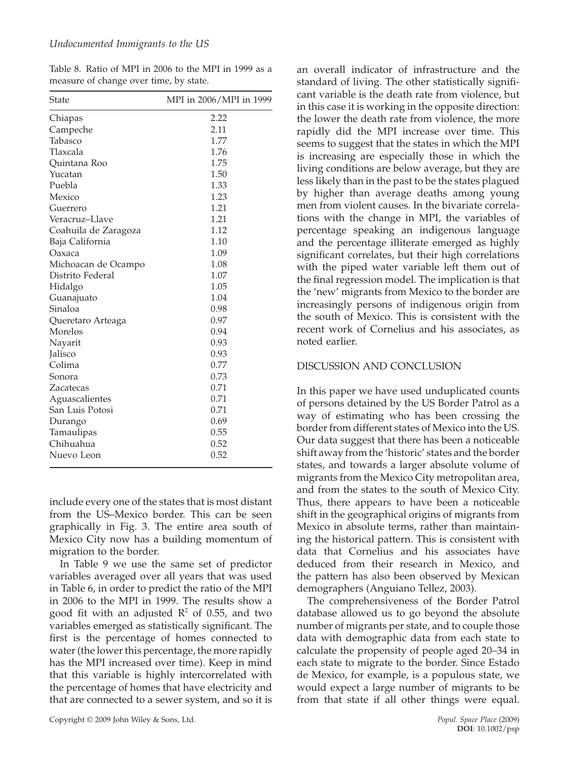Table 8. Ratio of MPI in 2006 to the MPI in 1999 as a measure of change over time, by state.

| State | MPI in 2006/MPI in 1999 |
|---|---|
| Chiapas | 2.22 |
| Campeche | 2.11 |
| Tabasco | 1.77 |
| Tlaxcala | 1.76 |
| Quintana Roo | 1.75 |
| Yucatan | 1.50 |
| Puebla | 1.33 |
| Mexico | 1.23 |
| Guerrero | 1.21 |
| Veracruz–Llave | 1.21 |
| Coahuila de Zaragoza | 1.12 |
| Baja California | 1.10 |
| Oaxaca | 1.09 |
| Michoacan de Ocampo | 1.08 |
| Distrito Federal | 1.07 |
| Hidalgo | 1.05 |
| Guanajuato | 1.04 |
| Sinaloa | 0.98 |
| Queretaro Arteaga | 0.97 |
| Morelos | 0.94 |
| Nayarit | 0.93 |
| Jalisco | 0.93 |
| Colima | 0.77 |
| Sonora | 0.73 |
| Zacatecas | 0.71 |
| Aguascalientes | 0.71 |
| San Luis Potosi | 0.71 |
| Durango | 0.69 |
| Tamaulipas | 0.55 |
| Chihuahua | 0.52 |
| Nuevo Leon | 0.52 |

include every one of the states that is most distant from the US–Mexico border. This can be seen graphically in Fig. 3. The entire area south of Mexico City now has a building momentum of migration to the border.

In Table 9 we use the same set of predictor variables averaged over all years that was used in Table 6, in order to predict the ratio of the MPI in 2006 to the MPI in 1999. The results show a good fit with an adjusted $R^2$ of 0.55, and two variables emerged as statistically significant. The first is the percentage of homes connected to water (the lower this percentage, the more rapidly has the MPI increased over time). Keep in mind that this variable is highly intercorrelated with the percentage of homes that have electricity and that are connected to a sewer system, and so it is an overall indicator of infrastructure and the standard of living. The other statistically significant variable is the death rate from violence, but in this case it is working in the opposite direction: the lower the death rate from violence, the more rapidly did the MPI increase over time. This seems to suggest that the states in which the MPI is increasing are especially those in which the living conditions are below average, but they are less likely than in the past to be the states plagued by higher than average deaths among young men from violent causes. In the bivariate correlations with the change in MPI, the variables of percentage speaking an indigenous language and the percentage illiterate emerged as highly significant correlates, but their high correlations with the piped water variable left them out of the final regression model. The implication is that the 'new' migrants from Mexico to the border are increasingly persons of indigenous origin from the south of Mexico. This is consistent with the recent work of Cornelius and his associates, as noted earlier.

## DISCUSSION AND CONCLUSION

In this paper we have used unduplicated counts of persons detained by the US Border Patrol as a way of estimating who has been crossing the border from different states of Mexico into the US. Our data suggest that there has been a noticeable shift away from the 'historic' states and the border states, and towards a larger absolute volume of migrants from the Mexico City metropolitan area, and from the states to the south of Mexico City. Thus, there appears to have been a noticeable shift in the geographical origins of migrants from Mexico in absolute terms, rather than maintaining the historical pattern. This is consistent with data that Cornelius and his associates have deduced from their research in Mexico, and the pattern has also been observed by Mexican demographers (Anguiano Tellez, 2003).

The comprehensiveness of the Border Patrol database allowed us to go beyond the absolute number of migrants per state, and to couple those data with demographic data from each state to calculate the propensity of people aged 20–34 in each state to migrate to the border. Since Estado de Mexico, for example, is a populous state, we would expect a large number of migrants to be from that state if all other things were equal.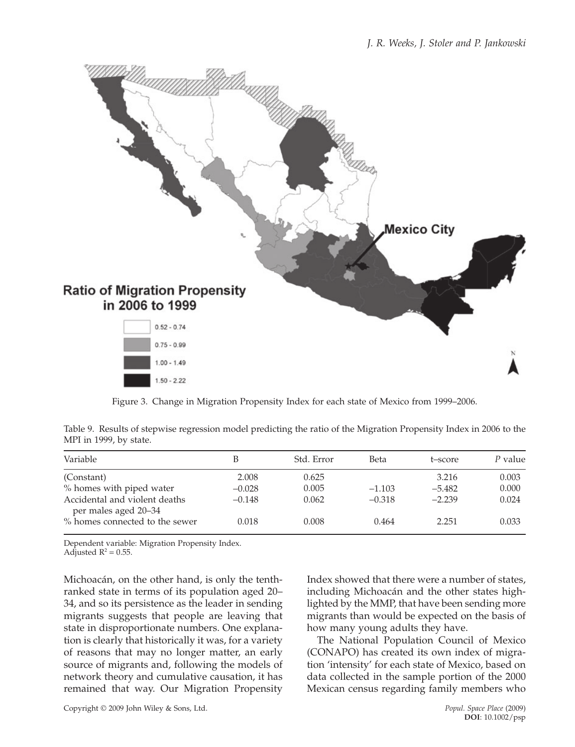Figure 3. Change in Migration Propensity Index for each state of Mexico from 1999–2006.

Table 9. Results of stepwise regression model predicting the ratio of the Migration Propensity Index in 2006 to the MPI in 1999, by state.

| Variable | B | Std. Error | Beta | t–score | *P* value |
|---|---|---|---|---|---|
| (Constant) | 2.008 | 0.625 | | 3.216 | 0.003 |
| % homes with piped water | –0.028 | 0.005 | –1.103 | –5.482 | 0.000 |
| Accidental and violent deaths per males aged 20–34 | –0.148 | 0.062 | –0.318 | –2.239 | 0.024 |
| % homes connected to the sewer | 0.018 | 0.008 | 0.464 | 2.251 | 0.033 |

Dependent variable: Migration Propensity Index.
Adjusted $R^2 = 0.55$.

Michoacán, on the other hand, is only the tenth-ranked state in terms of its population aged 20–34, and so its persistence as the leader in sending migrants suggests that people are leaving that state in disproportionate numbers. One explanation is clearly that historically it was, for a variety of reasons that may no longer matter, an early source of migrants and, following the models of network theory and cumulative causation, it has remained that way. Our Migration Propensity Index showed that there were a number of states, including Michoacán and the other states highlighted by the MMP, that have been sending more migrants than would be expected on the basis of how many young adults they have.

The National Population Council of Mexico (CONAPO) has created its own index of migration 'intensity' for each state of Mexico, based on data collected in the sample portion of the 2000 Mexican census regarding family members who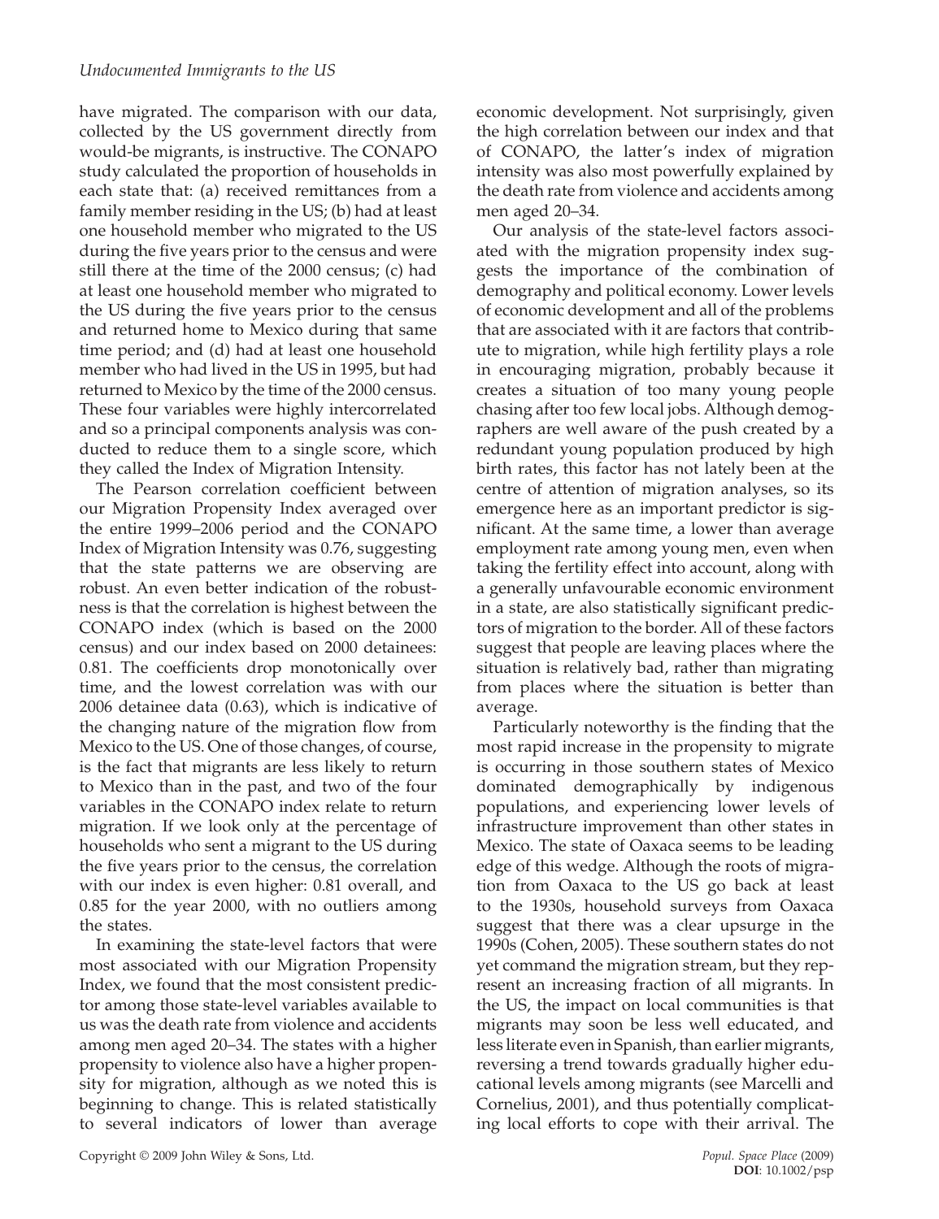have migrated. The comparison with our data, collected by the US government directly from would-be migrants, is instructive. The CONAPO study calculated the proportion of households in each state that: (a) received remittances from a family member residing in the US; (b) had at least one household member who migrated to the US during the five years prior to the census and were still there at the time of the 2000 census; (c) had at least one household member who migrated to the US during the five years prior to the census and returned home to Mexico during that same time period; and (d) had at least one household member who had lived in the US in 1995, but had returned to Mexico by the time of the 2000 census. These four variables were highly intercorrelated and so a principal components analysis was conducted to reduce them to a single score, which they called the Index of Migration Intensity.

The Pearson correlation coefficient between our Migration Propensity Index averaged over the entire 1999–2006 period and the CONAPO Index of Migration Intensity was 0.76, suggesting that the state patterns we are observing are robust. An even better indication of the robustness is that the correlation is highest between the CONAPO index (which is based on the 2000 census) and our index based on 2000 detainees: 0.81. The coefficients drop monotonically over time, and the lowest correlation was with our 2006 detainee data (0.63), which is indicative of the changing nature of the migration flow from Mexico to the US. One of those changes, of course, is the fact that migrants are less likely to return to Mexico than in the past, and two of the four variables in the CONAPO index relate to return migration. If we look only at the percentage of households who sent a migrant to the US during the five years prior to the census, the correlation with our index is even higher: 0.81 overall, and 0.85 for the year 2000, with no outliers among the states.

In examining the state-level factors that were most associated with our Migration Propensity Index, we found that the most consistent predictor among those state-level variables available to us was the death rate from violence and accidents among men aged 20–34. The states with a higher propensity to violence also have a higher propensity for migration, although as we noted this is beginning to change. This is related statistically to several indicators of lower than average economic development. Not surprisingly, given the high correlation between our index and that of CONAPO, the latter's index of migration intensity was also most powerfully explained by the death rate from violence and accidents among men aged 20–34.

Our analysis of the state-level factors associated with the migration propensity index suggests the importance of the combination of demography and political economy. Lower levels of economic development and all of the problems that are associated with it are factors that contribute to migration, while high fertility plays a role in encouraging migration, probably because it creates a situation of too many young people chasing after too few local jobs. Although demographers are well aware of the push created by a redundant young population produced by high birth rates, this factor has not lately been at the centre of attention of migration analyses, so its emergence here as an important predictor is significant. At the same time, a lower than average employment rate among young men, even when taking the fertility effect into account, along with a generally unfavourable economic environment in a state, are also statistically significant predictors of migration to the border. All of these factors suggest that people are leaving places where the situation is relatively bad, rather than migrating from places where the situation is better than average.

Particularly noteworthy is the finding that the most rapid increase in the propensity to migrate is occurring in those southern states of Mexico dominated demographically by indigenous populations, and experiencing lower levels of infrastructure improvement than other states in Mexico. The state of Oaxaca seems to be leading edge of this wedge. Although the roots of migration from Oaxaca to the US go back at least to the 1930s, household surveys from Oaxaca suggest that there was a clear upsurge in the 1990s (Cohen, 2005). These southern states do not yet command the migration stream, but they represent an increasing fraction of all migrants. In the US, the impact on local communities is that migrants may soon be less well educated, and less literate even in Spanish, than earlier migrants, reversing a trend towards gradually higher educational levels among migrants (see Marcelli and Cornelius, 2001), and thus potentially complicating local efforts to cope with their arrival. The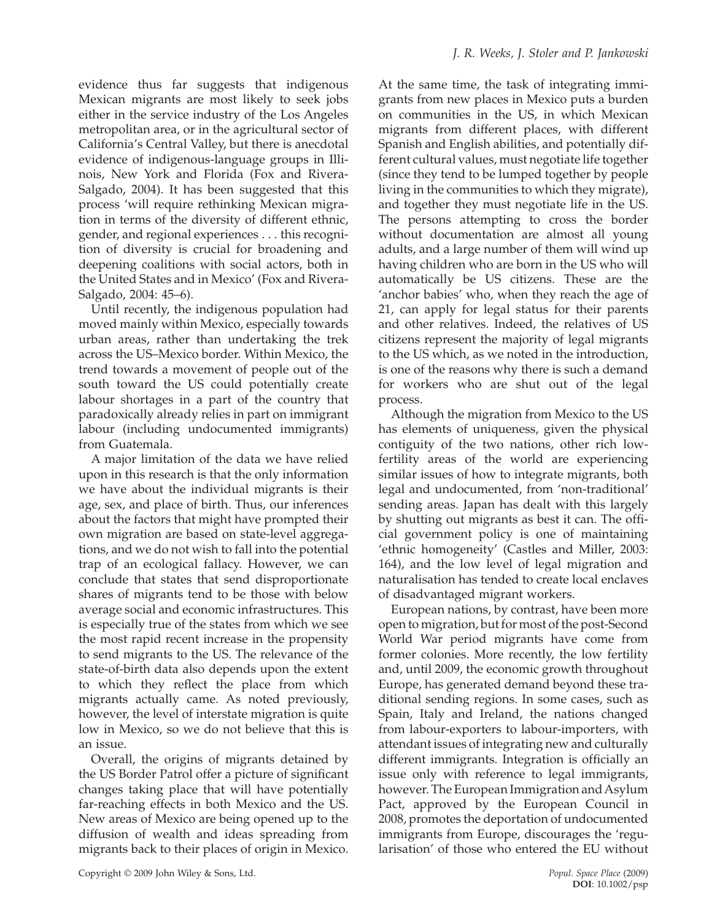evidence thus far suggests that indigenous Mexican migrants are most likely to seek jobs either in the service industry of the Los Angeles metropolitan area, or in the agricultural sector of California's Central Valley, but there is anecdotal evidence of indigenous-language groups in Illinois, New York and Florida (Fox and Rivera-Salgado, 2004). It has been suggested that this process 'will require rethinking Mexican migration in terms of the diversity of different ethnic, gender, and regional experiences . . . this recognition of diversity is crucial for broadening and deepening coalitions with social actors, both in the United States and in Mexico' (Fox and Rivera-Salgado, 2004: 45–6).

Until recently, the indigenous population had moved mainly within Mexico, especially towards urban areas, rather than undertaking the trek across the US–Mexico border. Within Mexico, the trend towards a movement of people out of the south toward the US could potentially create labour shortages in a part of the country that paradoxically already relies in part on immigrant labour (including undocumented immigrants) from Guatemala.

A major limitation of the data we have relied upon in this research is that the only information we have about the individual migrants is their age, sex, and place of birth. Thus, our inferences about the factors that might have prompted their own migration are based on state-level aggregations, and we do not wish to fall into the potential trap of an ecological fallacy. However, we can conclude that states that send disproportionate shares of migrants tend to be those with below average social and economic infrastructures. This is especially true of the states from which we see the most rapid recent increase in the propensity to send migrants to the US. The relevance of the state-of-birth data also depends upon the extent to which they reflect the place from which migrants actually came. As noted previously, however, the level of interstate migration is quite low in Mexico, so we do not believe that this is an issue.

Overall, the origins of migrants detained by the US Border Patrol offer a picture of significant changes taking place that will have potentially far-reaching effects in both Mexico and the US. New areas of Mexico are being opened up to the diffusion of wealth and ideas spreading from migrants back to their places of origin in Mexico. At the same time, the task of integrating immigrants from new places in Mexico puts a burden on communities in the US, in which Mexican migrants from different places, with different Spanish and English abilities, and potentially different cultural values, must negotiate life together (since they tend to be lumped together by people living in the communities to which they migrate), and together they must negotiate life in the US. The persons attempting to cross the border without documentation are almost all young adults, and a large number of them will wind up having children who are born in the US who will automatically be US citizens. These are the 'anchor babies' who, when they reach the age of 21, can apply for legal status for their parents and other relatives. Indeed, the relatives of US citizens represent the majority of legal migrants to the US which, as we noted in the introduction, is one of the reasons why there is such a demand for workers who are shut out of the legal process.

Although the migration from Mexico to the US has elements of uniqueness, given the physical contiguity of the two nations, other rich low-fertility areas of the world are experiencing similar issues of how to integrate migrants, both legal and undocumented, from 'non-traditional' sending areas. Japan has dealt with this largely by shutting out migrants as best it can. The official government policy is one of maintaining 'ethnic homogeneity' (Castles and Miller, 2003: 164), and the low level of legal migration and naturalisation has tended to create local enclaves of disadvantaged migrant workers.

European nations, by contrast, have been more open to migration, but for most of the post-Second World War period migrants have come from former colonies. More recently, the low fertility and, until 2009, the economic growth throughout Europe, has generated demand beyond these traditional sending regions. In some cases, such as Spain, Italy and Ireland, the nations changed from labour-exporters to labour-importers, with attendant issues of integrating new and culturally different immigrants. Integration is officially an issue only with reference to legal immigrants, however. The European Immigration and Asylum Pact, approved by the European Council in 2008, promotes the deportation of undocumented immigrants from Europe, discourages the 'regularisation' of those who entered the EU without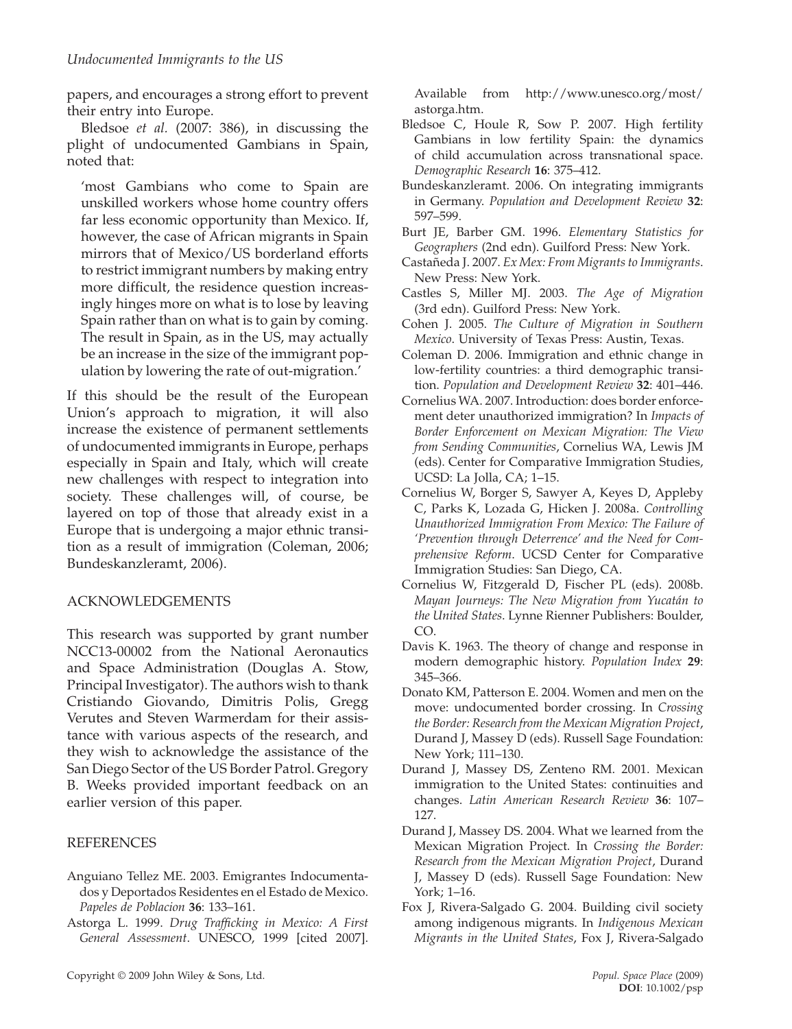papers, and encourages a strong effort to prevent their entry into Europe.

Bledsoe *et al.* (2007: 386), in discussing the plight of undocumented Gambians in Spain, noted that:

> 'most Gambians who come to Spain are unskilled workers whose home country offers far less economic opportunity than Mexico. If, however, the case of African migrants in Spain mirrors that of Mexico/US borderland efforts to restrict immigrant numbers by making entry more difficult, the residence question increasingly hinges more on what is to lose by leaving Spain rather than on what is to gain by coming. The result in Spain, as in the US, may actually be an increase in the size of the immigrant population by lowering the rate of out-migration.'

If this should be the result of the European Union's approach to migration, it will also increase the existence of permanent settlements of undocumented immigrants in Europe, perhaps especially in Spain and Italy, which will create new challenges with respect to integration into society. These challenges will, of course, be layered on top of those that already exist in a Europe that is undergoing a major ethnic transition as a result of immigration (Coleman, 2006; Bundeskanzleramt, 2006).

## ACKNOWLEDGEMENTS

This research was supported by grant number NCC13-00002 from the National Aeronautics and Space Administration (Douglas A. Stow, Principal Investigator). The authors wish to thank Cristiando Giovando, Dimitris Polis, Gregg Verutes and Steven Warmerdam for their assistance with various aspects of the research, and they wish to acknowledge the assistance of the San Diego Sector of the US Border Patrol. Gregory B. Weeks provided important feedback on an earlier version of this paper.

## REFERENCES

Anguiano Tellez ME. 2003. Emigrantes Indocumentados y Deportados Residentes en el Estado de Mexico. *Papeles de Poblacion* **36**: 133–161.

Astorga L. 1999. *Drug Trafficking in Mexico: A First General Assessment*. UNESCO, 1999 [cited 2007]. Available from http://www.unesco.org/most/astorga.htm.

Bledsoe C, Houle R, Sow P. 2007. High fertility Gambians in low fertility Spain: the dynamics of child accumulation across transnational space. *Demographic Research* **16**: 375–412.

Bundeskanzleramt. 2006. On integrating immigrants in Germany. *Population and Development Review* **32**: 597–599.

Burt JE, Barber GM. 1996. *Elementary Statistics for Geographers* (2nd edn). Guilford Press: New York.

Castañeda J. 2007. *Ex Mex: From Migrants to Immigrants*. New Press: New York.

Castles S, Miller MJ. 2003. *The Age of Migration* (3rd edn). Guilford Press: New York.

Cohen J. 2005. *The Culture of Migration in Southern Mexico*. University of Texas Press: Austin, Texas.

Coleman D. 2006. Immigration and ethnic change in low-fertility countries: a third demographic transition. *Population and Development Review* **32**: 401–446.

Cornelius WA. 2007. Introduction: does border enforcement deter unauthorized immigration? In *Impacts of Border Enforcement on Mexican Migration: The View from Sending Communities*, Cornelius WA, Lewis JM (eds). Center for Comparative Immigration Studies, UCSD: La Jolla, CA; 1–15.

Cornelius W, Borger S, Sawyer A, Keyes D, Appleby C, Parks K, Lozada G, Hicken J. 2008a. *Controlling Unauthorized Immigration From Mexico: The Failure of 'Prevention through Deterrence' and the Need for Comprehensive Reform*. UCSD Center for Comparative Immigration Studies: San Diego, CA.

Cornelius W, Fitzgerald D, Fischer PL (eds). 2008b. *Mayan Journeys: The New Migration from Yucatán to the United States*. Lynne Rienner Publishers: Boulder, CO.

Davis K. 1963. The theory of change and response in modern demographic history. *Population Index* **29**: 345–366.

Donato KM, Patterson E. 2004. Women and men on the move: undocumented border crossing. In *Crossing the Border: Research from the Mexican Migration Project*, Durand J, Massey D (eds). Russell Sage Foundation: New York; 111–130.

Durand J, Massey DS, Zenteno RM. 2001. Mexican immigration to the United States: continuities and changes. *Latin American Research Review* **36**: 107–127.

Durand J, Massey DS. 2004. What we learned from the Mexican Migration Project. In *Crossing the Border: Research from the Mexican Migration Project*, Durand J, Massey D (eds). Russell Sage Foundation: New York; 1–16.

Fox J, Rivera-Salgado G. 2004. Building civil society among indigenous migrants. In *Indigenous Mexican Migrants in the United States*, Fox J, Rivera-Salgado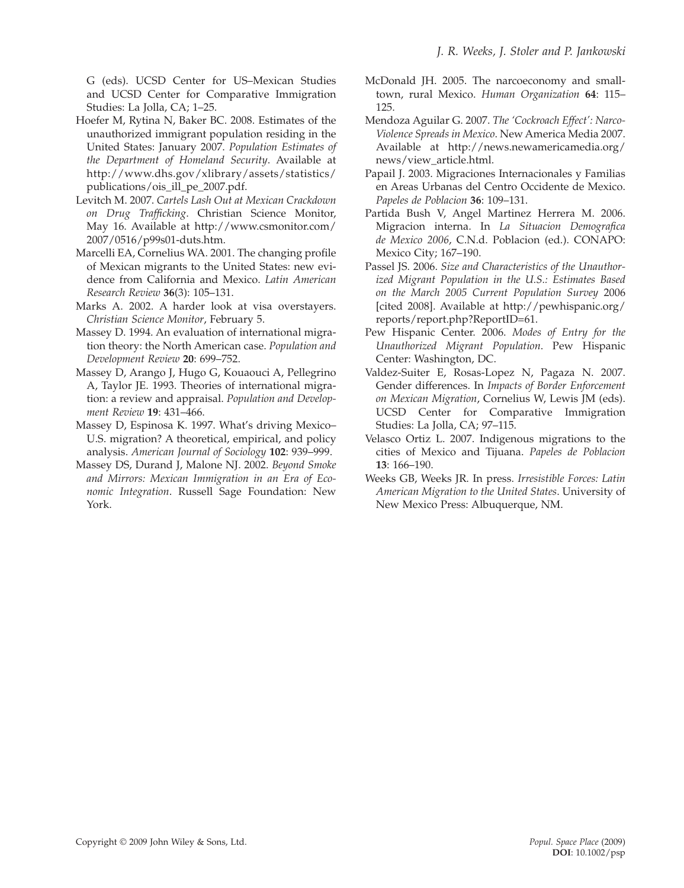G (eds). UCSD Center for US–Mexican Studies and UCSD Center for Comparative Immigration Studies: La Jolla, CA; 1–25.

Hoefer M, Rytina N, Baker BC. 2008. Estimates of the unauthorized immigrant population residing in the United States: January 2007. *Population Estimates of the Department of Homeland Security*. Available at http://www.dhs.gov/xlibrary/assets/statistics/publications/ois_ill_pe_2007.pdf.

Levitch M. 2007. *Cartels Lash Out at Mexican Crackdown on Drug Trafficking*. Christian Science Monitor, May 16. Available at http://www.csmonitor.com/2007/0516/p99s01-duts.htm.

Marcelli EA, Cornelius WA. 2001. The changing profile of Mexican migrants to the United States: new evidence from California and Mexico. *Latin American Research Review* **36**(3): 105–131.

Marks A. 2002. A harder look at visa overstayers. *Christian Science Monitor*, February 5.

Massey D. 1994. An evaluation of international migration theory: the North American case. *Population and Development Review* **20**: 699–752.

Massey D, Arango J, Hugo G, Kouaouci A, Pellegrino A, Taylor JE. 1993. Theories of international migration: a review and appraisal. *Population and Development Review* **19**: 431–466.

Massey D, Espinosa K. 1997. What's driving Mexico–U.S. migration? A theoretical, empirical, and policy analysis. *American Journal of Sociology* **102**: 939–999.

Massey DS, Durand J, Malone NJ. 2002. *Beyond Smoke and Mirrors: Mexican Immigration in an Era of Economic Integration*. Russell Sage Foundation: New York.

McDonald JH. 2005. The narcoeconomy and small-town, rural Mexico. *Human Organization* **64**: 115–125.

Mendoza Aguilar G. 2007. *The 'Cockroach Effect': Narco-Violence Spreads in Mexico*. New America Media 2007. Available at http://news.newamericamedia.org/news/view_article.html.

Papail J. 2003. Migraciones Internacionales y Familias en Areas Urbanas del Centro Occidente de Mexico. *Papeles de Poblacion* **36**: 109–131.

Partida Bush V, Angel Martinez Herrera M. 2006. Migracion interna. In *La Situacion Demografica de Mexico 2006*, C.N.d. Poblacion (ed.). CONAPO: Mexico City; 167–190.

Passel JS. 2006. *Size and Characteristics of the Unauthorized Migrant Population in the U.S.: Estimates Based on the March 2005 Current Population Survey* 2006 [cited 2008]. Available at http://pewhispanic.org/reports/report.php?ReportID=61.

Pew Hispanic Center. 2006. *Modes of Entry for the Unauthorized Migrant Population*. Pew Hispanic Center: Washington, DC.

Valdez-Suiter E, Rosas-Lopez N, Pagaza N. 2007. Gender differences. In *Impacts of Border Enforcement on Mexican Migration*, Cornelius W, Lewis JM (eds). UCSD Center for Comparative Immigration Studies: La Jolla, CA; 97–115.

Velasco Ortiz L. 2007. Indigenous migrations to the cities of Mexico and Tijuana. *Papeles de Poblacion* **13**: 166–190.

Weeks GB, Weeks JR. In press. *Irresistible Forces: Latin American Migration to the United States*. University of New Mexico Press: Albuquerque, NM.